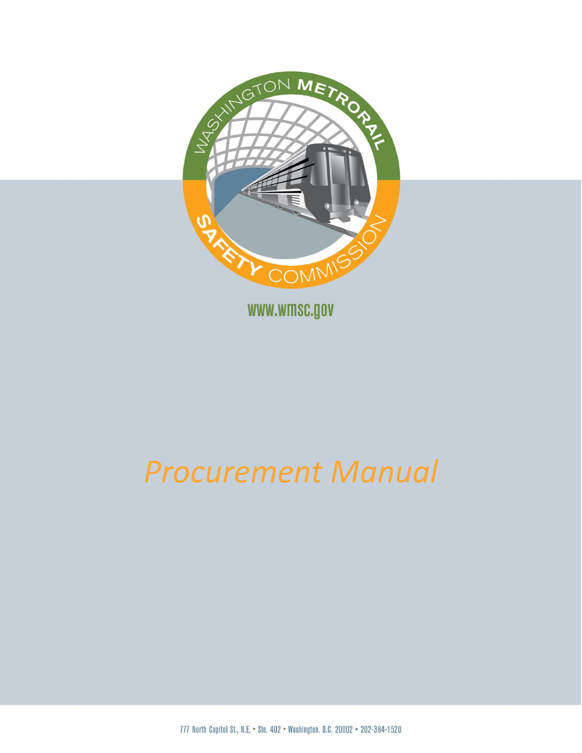WASHINGTON METRORAIL SAFETY COMMISSION

www.wmsc.gov

# *Procurement Manual*

777 North Capitol St., N.E. • Ste. 402 • Washington, D.C. 20002 • 202-384-1520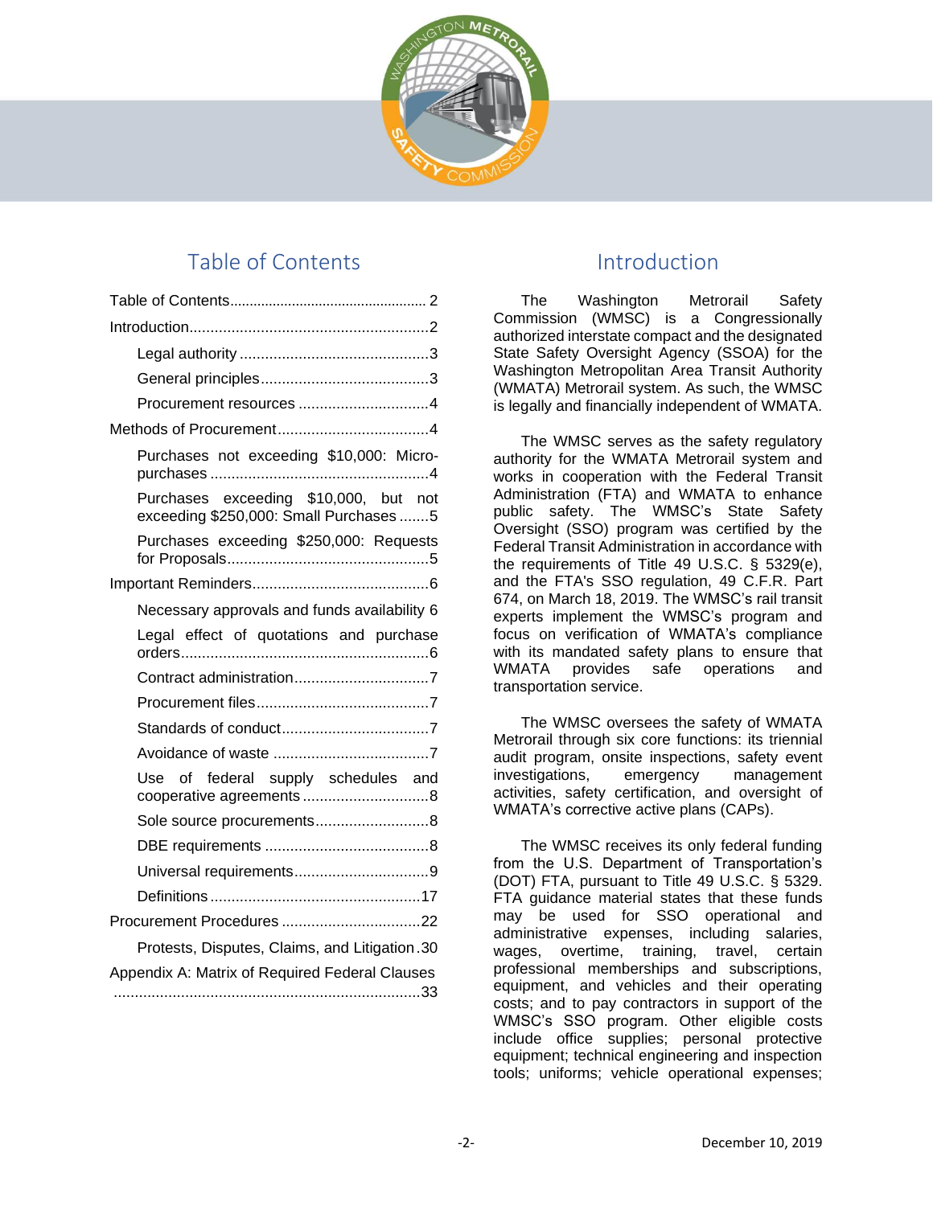# Table of Contents

Table of Contents.................................................. 2

Introduction.........................................................2

- Legal authority .............................................3
- General principles........................................3
- Procurement resources ...............................4

Methods of Procurement....................................4

- Purchases not exceeding $10,000: Micro-purchases ....................................................4
- Purchases exceeding $10,000, but not exceeding $250,000: Small Purchases .......5
- Purchases exceeding $250,000: Requests for Proposals................................................5

Important Reminders..........................................6

- Necessary approvals and funds availability 6
- Legal effect of quotations and purchase orders...........................................................6
- Contract administration................................7
- Procurement files.........................................7
- Standards of conduct...................................7
- Avoidance of waste .....................................7
- Use of federal supply schedules and cooperative agreements ..............................8
- Sole source procurements...........................8
- DBE requirements .......................................8
- Universal requirements................................9
- Definitions ..................................................17

Procurement Procedures .................................22

- Protests, Disputes, Claims, and Litigation .30

Appendix A: Matrix of Required Federal Clauses .........................................................................33

# Introduction

The Washington Metrorail Safety Commission (WMSC) is a Congressionally authorized interstate compact and the designated State Safety Oversight Agency (SSOA) for the Washington Metropolitan Area Transit Authority (WMATA) Metrorail system. As such, the WMSC is legally and financially independent of WMATA.

The WMSC serves as the safety regulatory authority for the WMATA Metrorail system and works in cooperation with the Federal Transit Administration (FTA) and WMATA to enhance public safety. The WMSC's State Safety Oversight (SSO) program was certified by the Federal Transit Administration in accordance with the requirements of Title 49 U.S.C. § 5329(e), and the FTA's SSO regulation, 49 C.F.R. Part 674, on March 18, 2019. The WMSC's rail transit experts implement the WMSC's program and focus on verification of WMATA's compliance with its mandated safety plans to ensure that WMATA provides safe operations and transportation service.

The WMSC oversees the safety of WMATA Metrorail through six core functions: its triennial audit program, onsite inspections, safety event investigations, emergency management activities, safety certification, and oversight of WMATA's corrective active plans (CAPs).

The WMSC receives its only federal funding from the U.S. Department of Transportation's (DOT) FTA, pursuant to Title 49 U.S.C. § 5329. FTA guidance material states that these funds may be used for SSO operational and administrative expenses, including salaries, wages, overtime, training, travel, certain professional memberships and subscriptions, equipment, and vehicles and their operating costs; and to pay contractors in support of the WMSC's SSO program. Other eligible costs include office supplies; personal protective equipment; technical engineering and inspection tools; uniforms; vehicle operational expenses;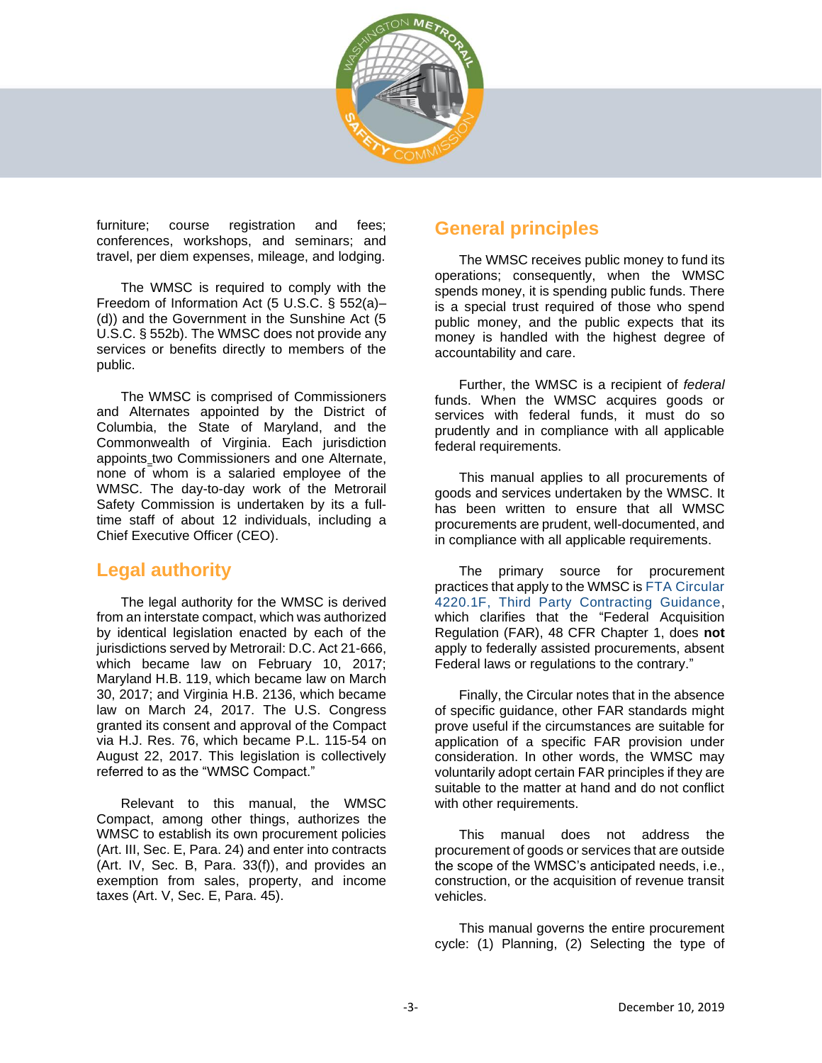furniture; course registration and fees; conferences, workshops, and seminars; and travel, per diem expenses, mileage, and lodging.

The WMSC is required to comply with the Freedom of Information Act (5 U.S.C. § 552(a)–(d)) and the Government in the Sunshine Act (5 U.S.C. § 552b). The WMSC does not provide any services or benefits directly to members of the public.

The WMSC is comprised of Commissioners and Alternates appointed by the District of Columbia, the State of Maryland, and the Commonwealth of Virginia. Each jurisdiction appoints two Commissioners and one Alternate, none of whom is a salaried employee of the WMSC. The day-to-day work of the Metrorail Safety Commission is undertaken by its a full-time staff of about 12 individuals, including a Chief Executive Officer (CEO).

## Legal authority

The legal authority for the WMSC is derived from an interstate compact, which was authorized by identical legislation enacted by each of the jurisdictions served by Metrorail: D.C. Act 21-666, which became law on February 10, 2017; Maryland H.B. 119, which became law on March 30, 2017; and Virginia H.B. 2136, which became law on March 24, 2017. The U.S. Congress granted its consent and approval of the Compact via H.J. Res. 76, which became P.L. 115-54 on August 22, 2017. This legislation is collectively referred to as the "WMSC Compact."

Relevant to this manual, the WMSC Compact, among other things, authorizes the WMSC to establish its own procurement policies (Art. III, Sec. E, Para. 24) and enter into contracts (Art. IV, Sec. B, Para. 33(f)), and provides an exemption from sales, property, and income taxes (Art. V, Sec. E, Para. 45).

## General principles

The WMSC receives public money to fund its operations; consequently, when the WMSC spends money, it is spending public funds. There is a special trust required of those who spend public money, and the public expects that its money is handled with the highest degree of accountability and care.

Further, the WMSC is a recipient of *federal* funds. When the WMSC acquires goods or services with federal funds, it must do so prudently and in compliance with all applicable federal requirements.

This manual applies to all procurements of goods and services undertaken by the WMSC. It has been written to ensure that all WMSC procurements are prudent, well-documented, and in compliance with all applicable requirements.

The primary source for procurement practices that apply to the WMSC is FTA Circular 4220.1F, Third Party Contracting Guidance, which clarifies that the "Federal Acquisition Regulation (FAR), 48 CFR Chapter 1, does **not** apply to federally assisted procurements, absent Federal laws or regulations to the contrary."

Finally, the Circular notes that in the absence of specific guidance, other FAR standards might prove useful if the circumstances are suitable for application of a specific FAR provision under consideration. In other words, the WMSC may voluntarily adopt certain FAR principles if they are suitable to the matter at hand and do not conflict with other requirements.

This manual does not address the procurement of goods or services that are outside the scope of the WMSC's anticipated needs, i.e., construction, or the acquisition of revenue transit vehicles.

This manual governs the entire procurement cycle: (1) Planning, (2) Selecting the type of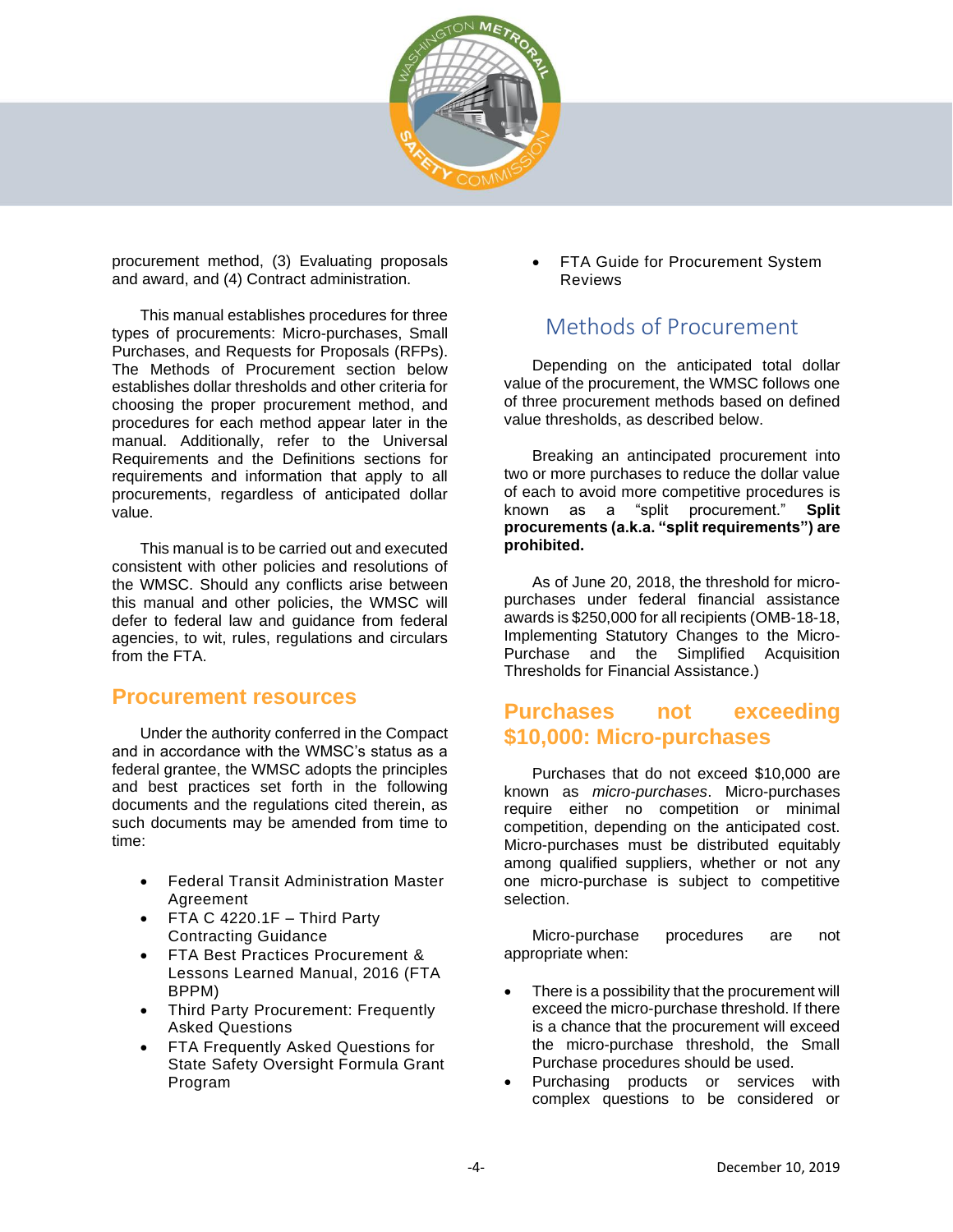procurement method, (3) Evaluating proposals and award, and (4) Contract administration.

This manual establishes procedures for three types of procurements: Micro-purchases, Small Purchases, and Requests for Proposals (RFPs). The Methods of Procurement section below establishes dollar thresholds and other criteria for choosing the proper procurement method, and procedures for each method appear later in the manual. Additionally, refer to the Universal Requirements and the Definitions sections for requirements and information that apply to all procurements, regardless of anticipated dollar value.

This manual is to be carried out and executed consistent with other policies and resolutions of the WMSC. Should any conflicts arise between this manual and other policies, the WMSC will defer to federal law and guidance from federal agencies, to wit, rules, regulations and circulars from the FTA.

## Procurement resources

Under the authority conferred in the Compact and in accordance with the WMSC's status as a federal grantee, the WMSC adopts the principles and best practices set forth in the following documents and the regulations cited therein, as such documents may be amended from time to time:

- Federal Transit Administration Master Agreement
- FTA C 4220.1F – Third Party Contracting Guidance
- FTA Best Practices Procurement & Lessons Learned Manual, 2016 (FTA BPPM)
- Third Party Procurement: Frequently Asked Questions
- FTA Frequently Asked Questions for State Safety Oversight Formula Grant Program
- FTA Guide for Procurement System Reviews

## Methods of Procurement

Depending on the anticipated total dollar value of the procurement, the WMSC follows one of three procurement methods based on defined value thresholds, as described below.

Breaking an antincipated procurement into two or more purchases to reduce the dollar value of each to avoid more competitive procedures is known as a "split procurement." **Split procurements (a.k.a. "split requirements") are prohibited.**

As of June 20, 2018, the threshold for micro-purchases under federal financial assistance awards is $250,000 for all recipients (OMB-18-18, Implementing Statutory Changes to the Micro-Purchase and the Simplified Acquisition Thresholds for Financial Assistance.)

## Purchases not exceeding $10,000: Micro-purchases

Purchases that do not exceed $10,000 are known as *micro-purchases*. Micro-purchases require either no competition or minimal competition, depending on the anticipated cost. Micro-purchases must be distributed equitably among qualified suppliers, whether or not any one micro-purchase is subject to competitive selection.

Micro-purchase procedures are not appropriate when:

- There is a possibility that the procurement will exceed the micro-purchase threshold. If there is a chance that the procurement will exceed the micro-purchase threshold, the Small Purchase procedures should be used.
- Purchasing products or services with complex questions to be considered or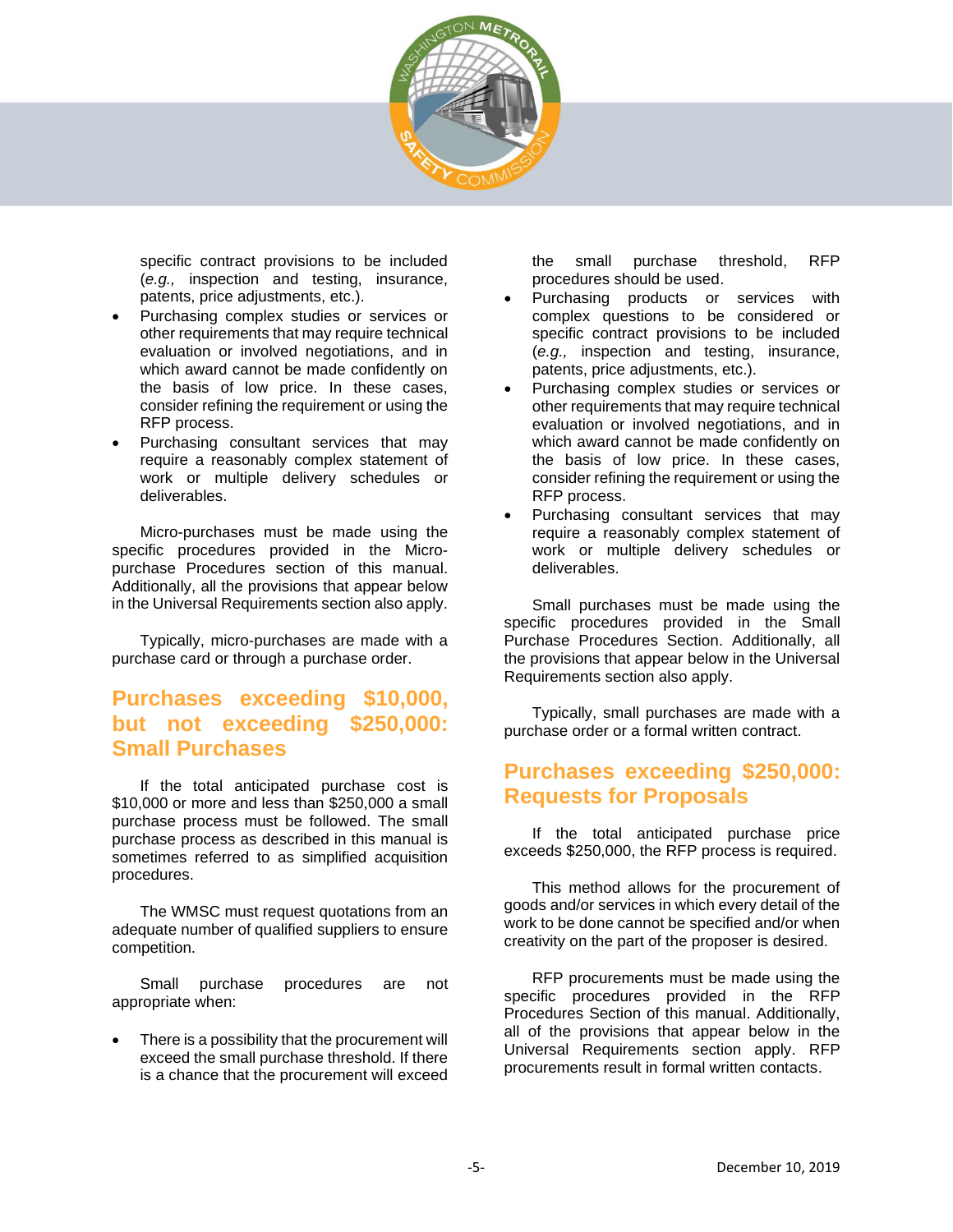specific contract provisions to be included (*e.g.,* inspection and testing, insurance, patents, price adjustments, etc.).

- Purchasing complex studies or services or other requirements that may require technical evaluation or involved negotiations, and in which award cannot be made confidently on the basis of low price. In these cases, consider refining the requirement or using the RFP process.
- Purchasing consultant services that may require a reasonably complex statement of work or multiple delivery schedules or deliverables.

Micro-purchases must be made using the specific procedures provided in the Micro-purchase Procedures section of this manual. Additionally, all the provisions that appear below in the Universal Requirements section also apply.

Typically, micro-purchases are made with a purchase card or through a purchase order.

## Purchases exceeding $10,000, but not exceeding $250,000: Small Purchases

If the total anticipated purchase cost is $10,000 or more and less than $250,000 a small purchase process must be followed. The small purchase process as described in this manual is sometimes referred to as simplified acquisition procedures.

The WMSC must request quotations from an adequate number of qualified suppliers to ensure competition.

Small purchase procedures are not appropriate when:

- There is a possibility that the procurement will exceed the small purchase threshold. If there is a chance that the procurement will exceed the small purchase threshold, RFP procedures should be used.
- Purchasing products or services with complex questions to be considered or specific contract provisions to be included (*e.g.,* inspection and testing, insurance, patents, price adjustments, etc.).
- Purchasing complex studies or services or other requirements that may require technical evaluation or involved negotiations, and in which award cannot be made confidently on the basis of low price. In these cases, consider refining the requirement or using the RFP process.
- Purchasing consultant services that may require a reasonably complex statement of work or multiple delivery schedules or deliverables.

Small purchases must be made using the specific procedures provided in the Small Purchase Procedures Section. Additionally, all the provisions that appear below in the Universal Requirements section also apply.

Typically, small purchases are made with a purchase order or a formal written contract.

## Purchases exceeding $250,000: Requests for Proposals

If the total anticipated purchase price exceeds $250,000, the RFP process is required.

This method allows for the procurement of goods and/or services in which every detail of the work to be done cannot be specified and/or when creativity on the part of the proposer is desired.

RFP procurements must be made using the specific procedures provided in the RFP Procedures Section of this manual. Additionally, all of the provisions that appear below in the Universal Requirements section apply. RFP procurements result in formal written contacts.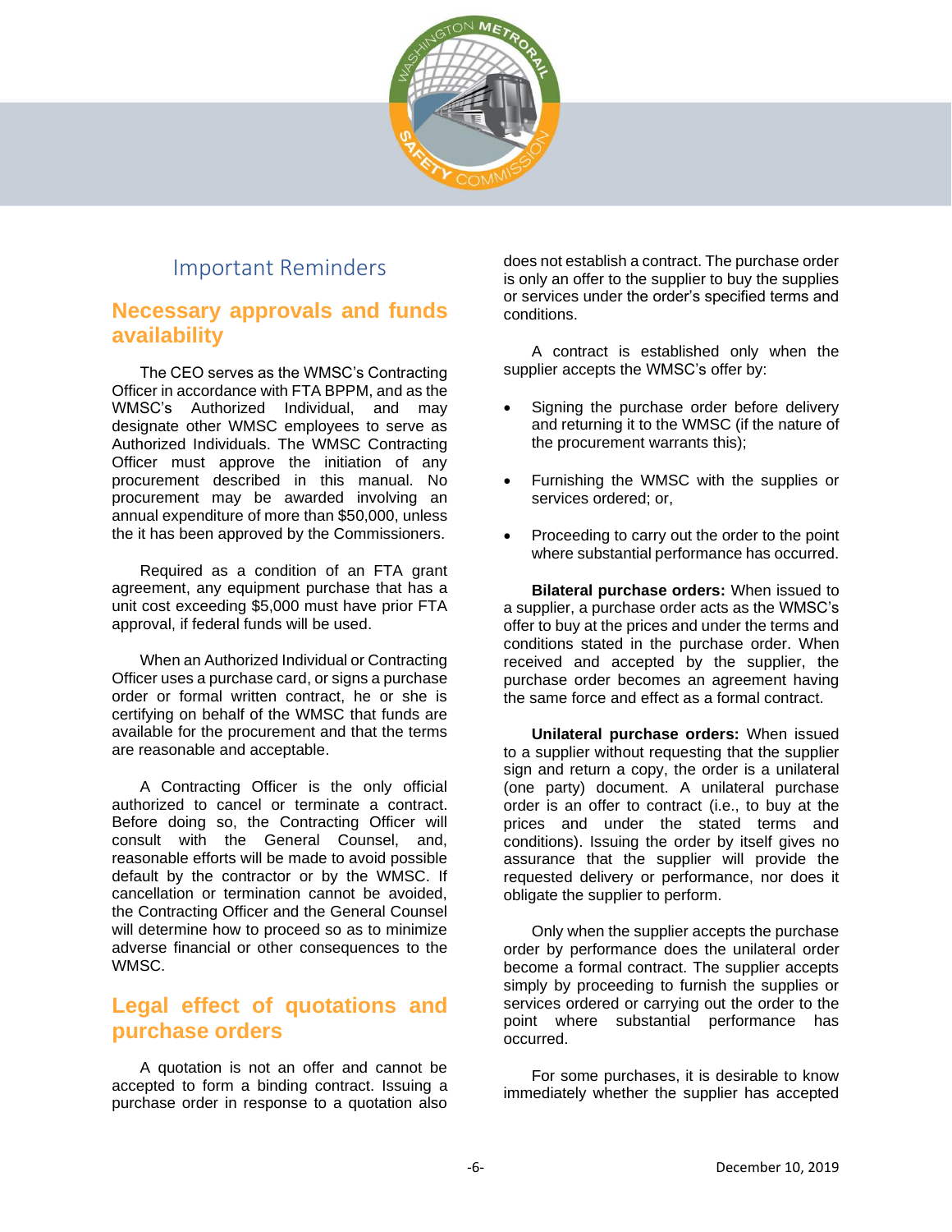## Important Reminders

### Necessary approvals and funds availability

The CEO serves as the WMSC's Contracting Officer in accordance with FTA BPPM, and as the WMSC's Authorized Individual, and may designate other WMSC employees to serve as Authorized Individuals. The WMSC Contracting Officer must approve the initiation of any procurement described in this manual. No procurement may be awarded involving an annual expenditure of more than $50,000, unless the it has been approved by the Commissioners.

Required as a condition of an FTA grant agreement, any equipment purchase that has a unit cost exceeding $5,000 must have prior FTA approval, if federal funds will be used.

When an Authorized Individual or Contracting Officer uses a purchase card, or signs a purchase order or formal written contract, he or she is certifying on behalf of the WMSC that funds are available for the procurement and that the terms are reasonable and acceptable.

A Contracting Officer is the only official authorized to cancel or terminate a contract. Before doing so, the Contracting Officer will consult with the General Counsel, and, reasonable efforts will be made to avoid possible default by the contractor or by the WMSC. If cancellation or termination cannot be avoided, the Contracting Officer and the General Counsel will determine how to proceed so as to minimize adverse financial or other consequences to the WMSC.

### Legal effect of quotations and purchase orders

A quotation is not an offer and cannot be accepted to form a binding contract. Issuing a purchase order in response to a quotation also does not establish a contract. The purchase order is only an offer to the supplier to buy the supplies or services under the order's specified terms and conditions.

A contract is established only when the supplier accepts the WMSC's offer by:

- Signing the purchase order before delivery and returning it to the WMSC (if the nature of the procurement warrants this);
- Furnishing the WMSC with the supplies or services ordered; or,
- Proceeding to carry out the order to the point where substantial performance has occurred.

**Bilateral purchase orders:** When issued to a supplier, a purchase order acts as the WMSC's offer to buy at the prices and under the terms and conditions stated in the purchase order. When received and accepted by the supplier, the purchase order becomes an agreement having the same force and effect as a formal contract.

**Unilateral purchase orders:** When issued to a supplier without requesting that the supplier sign and return a copy, the order is a unilateral (one party) document. A unilateral purchase order is an offer to contract (i.e., to buy at the prices and under the stated terms and conditions). Issuing the order by itself gives no assurance that the supplier will provide the requested delivery or performance, nor does it obligate the supplier to perform.

Only when the supplier accepts the purchase order by performance does the unilateral order become a formal contract. The supplier accepts simply by proceeding to furnish the supplies or services ordered or carrying out the order to the point where substantial performance has occurred.

For some purchases, it is desirable to know immediately whether the supplier has accepted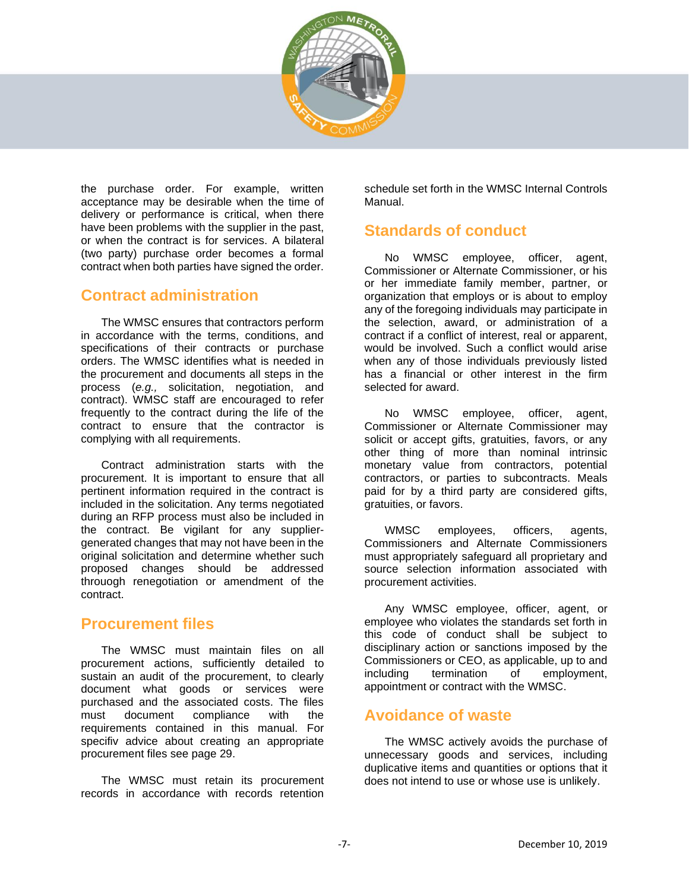the purchase order. For example, written acceptance may be desirable when the time of delivery or performance is critical, when there have been problems with the supplier in the past, or when the contract is for services. A bilateral (two party) purchase order becomes a formal contract when both parties have signed the order.

## Contract administration

The WMSC ensures that contractors perform in accordance with the terms, conditions, and specifications of their contracts or purchase orders. The WMSC identifies what is needed in the procurement and documents all steps in the process (*e.g.,* solicitation, negotiation, and contract). WMSC staff are encouraged to refer frequently to the contract during the life of the contract to ensure that the contractor is complying with all requirements.

Contract administration starts with the procurement. It is important to ensure that all pertinent information required in the contract is included in the solicitation. Any terms negotiated during an RFP process must also be included in the contract. Be vigilant for any supplier-generated changes that may not have been in the original solicitation and determine whether such proposed changes should be addressed throuogh renegotiation or amendment of the contract.

## Procurement files

The WMSC must maintain files on all procurement actions, sufficiently detailed to sustain an audit of the procurement, to clearly document what goods or services were purchased and the associated costs. The files must document compliance with the requirements contained in this manual. For specifiv advice about creating an appropriate procurement files see page 29.

The WMSC must retain its procurement records in accordance with records retention schedule set forth in the WMSC Internal Controls Manual.

## Standards of conduct

No WMSC employee, officer, agent, Commissioner or Alternate Commissioner, or his or her immediate family member, partner, or organization that employs or is about to employ any of the foregoing individuals may participate in the selection, award, or administration of a contract if a conflict of interest, real or apparent, would be involved. Such a conflict would arise when any of those individuals previously listed has a financial or other interest in the firm selected for award.

No WMSC employee, officer, agent, Commissioner or Alternate Commissioner may solicit or accept gifts, gratuities, favors, or any other thing of more than nominal intrinsic monetary value from contractors, potential contractors, or parties to subcontracts. Meals paid for by a third party are considered gifts, gratuities, or favors.

WMSC employees, officers, agents, Commissioners and Alternate Commissioners must appropriately safeguard all proprietary and source selection information associated with procurement activities.

Any WMSC employee, officer, agent, or employee who violates the standards set forth in this code of conduct shall be subject to disciplinary action or sanctions imposed by the Commissioners or CEO, as applicable, up to and including termination of employment, appointment or contract with the WMSC.

## Avoidance of waste

The WMSC actively avoids the purchase of unnecessary goods and services, including duplicative items and quantities or options that it does not intend to use or whose use is unlikely.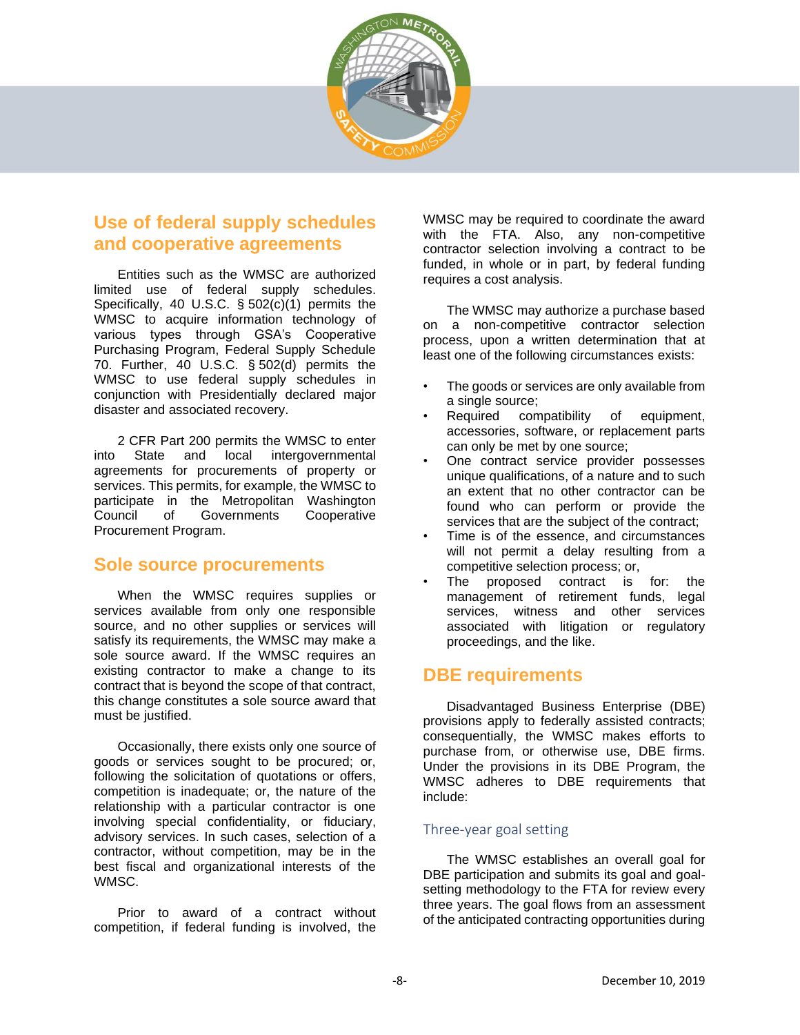## Use of federal supply schedules and cooperative agreements

Entities such as the WMSC are authorized limited use of federal supply schedules. Specifically, 40 U.S.C. § 502(c)(1) permits the WMSC to acquire information technology of various types through GSA's Cooperative Purchasing Program, Federal Supply Schedule 70. Further, 40 U.S.C. § 502(d) permits the WMSC to use federal supply schedules in conjunction with Presidentially declared major disaster and associated recovery.

2 CFR Part 200 permits the WMSC to enter into State and local intergovernmental agreements for procurements of property or services. This permits, for example, the WMSC to participate in the Metropolitan Washington Council of Governments Cooperative Procurement Program.

## Sole source procurements

When the WMSC requires supplies or services available from only one responsible source, and no other supplies or services will satisfy its requirements, the WMSC may make a sole source award. If the WMSC requires an existing contractor to make a change to its contract that is beyond the scope of that contract, this change constitutes a sole source award that must be justified.

Occasionally, there exists only one source of goods or services sought to be procured; or, following the solicitation of quotations or offers, competition is inadequate; or, the nature of the relationship with a particular contractor is one involving special confidentiality, or fiduciary, advisory services. In such cases, selection of a contractor, without competition, may be in the best fiscal and organizational interests of the WMSC.

Prior to award of a contract without competition, if federal funding is involved, the WMSC may be required to coordinate the award with the FTA. Also, any non-competitive contractor selection involving a contract to be funded, in whole or in part, by federal funding requires a cost analysis.

The WMSC may authorize a purchase based on a non-competitive contractor selection process, upon a written determination that at least one of the following circumstances exists:

- The goods or services are only available from a single source;
- Required compatibility of equipment, accessories, software, or replacement parts can only be met by one source;
- One contract service provider possesses unique qualifications, of a nature and to such an extent that no other contractor can be found who can perform or provide the services that are the subject of the contract;
- Time is of the essence, and circumstances will not permit a delay resulting from a competitive selection process; or,
- The proposed contract is for: the management of retirement funds, legal services, witness and other services associated with litigation or regulatory proceedings, and the like.

## DBE requirements

Disadvantaged Business Enterprise (DBE) provisions apply to federally assisted contracts; consequentially, the WMSC makes efforts to purchase from, or otherwise use, DBE firms. Under the provisions in its DBE Program, the WMSC adheres to DBE requirements that include:

### Three-year goal setting

The WMSC establishes an overall goal for DBE participation and submits its goal and goal-setting methodology to the FTA for review every three years. The goal flows from an assessment of the anticipated contracting opportunities during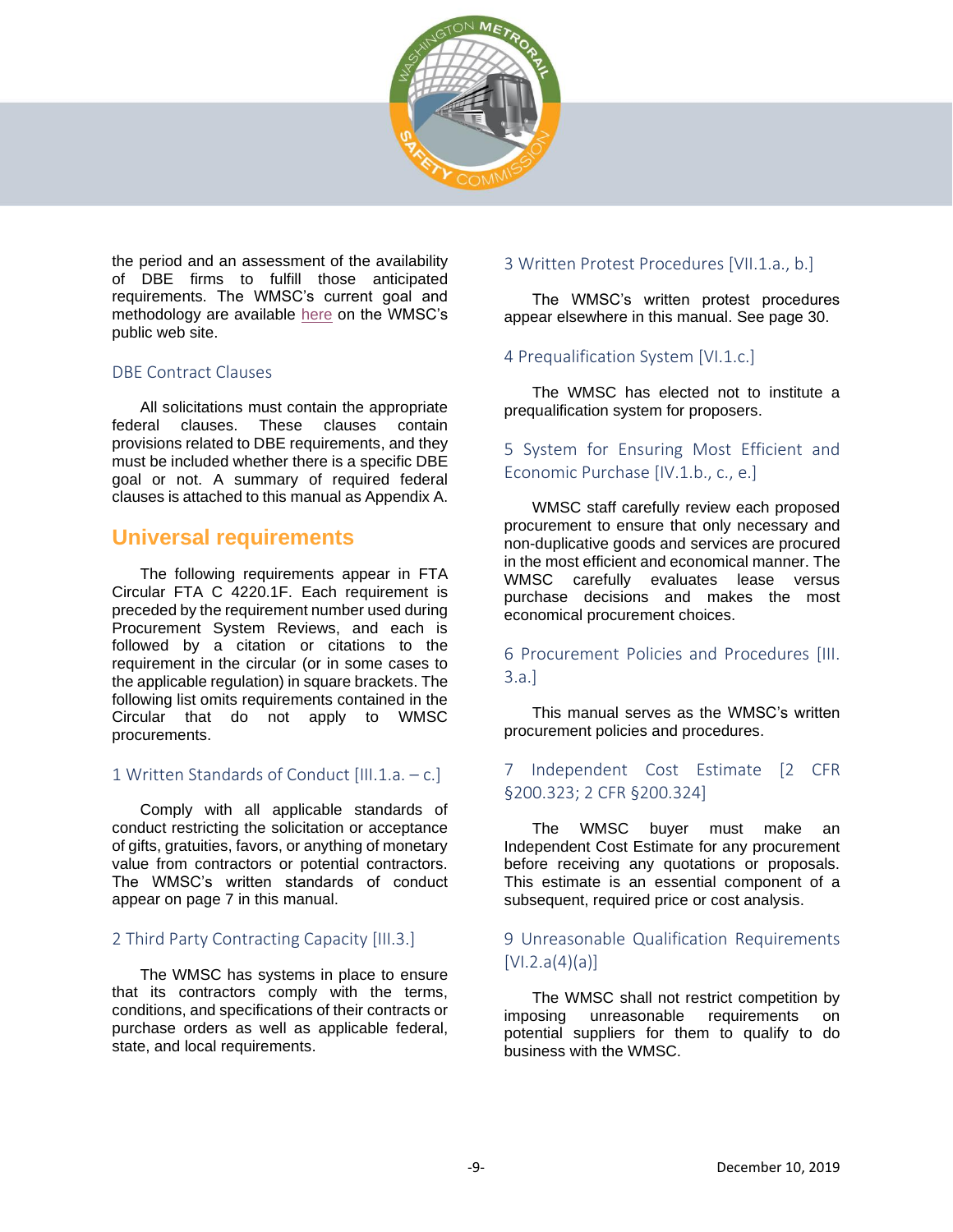the period and an assessment of the availability of DBE firms to fulfill those anticipated requirements. The WMSC's current goal and methodology are available here on the WMSC's public web site.

### DBE Contract Clauses

All solicitations must contain the appropriate federal clauses. These clauses contain provisions related to DBE requirements, and they must be included whether there is a specific DBE goal or not. A summary of required federal clauses is attached to this manual as Appendix A.

## Universal requirements

The following requirements appear in FTA Circular FTA C 4220.1F. Each requirement is preceded by the requirement number used during Procurement System Reviews, and each is followed by a citation or citations to the requirement in the circular (or in some cases to the applicable regulation) in square brackets. The following list omits requirements contained in the Circular that do not apply to WMSC procurements.

### 1 Written Standards of Conduct [III.1.a. – c.]

Comply with all applicable standards of conduct restricting the solicitation or acceptance of gifts, gratuities, favors, or anything of monetary value from contractors or potential contractors. The WMSC's written standards of conduct appear on page 7 in this manual.

### 2 Third Party Contracting Capacity [III.3.]

The WMSC has systems in place to ensure that its contractors comply with the terms, conditions, and specifications of their contracts or purchase orders as well as applicable federal, state, and local requirements.

### 3 Written Protest Procedures [VII.1.a., b.]

The WMSC's written protest procedures appear elsewhere in this manual. See page 30.

### 4 Prequalification System [VI.1.c.]

The WMSC has elected not to institute a prequalification system for proposers.

### 5 System for Ensuring Most Efficient and Economic Purchase [IV.1.b., c., e.]

WMSC staff carefully review each proposed procurement to ensure that only necessary and non-duplicative goods and services are procured in the most efficient and economical manner. The WMSC carefully evaluates lease versus purchase decisions and makes the most economical procurement choices.

### 6 Procurement Policies and Procedures [III. 3.a.]

This manual serves as the WMSC's written procurement policies and procedures.

### 7 Independent Cost Estimate [2 CFR §200.323; 2 CFR §200.324]

The WMSC buyer must make an Independent Cost Estimate for any procurement before receiving any quotations or proposals. This estimate is an essential component of a subsequent, required price or cost analysis.

### 9 Unreasonable Qualification Requirements [VI.2.a(4)(a)]

The WMSC shall not restrict competition by imposing unreasonable requirements on potential suppliers for them to qualify to do business with the WMSC.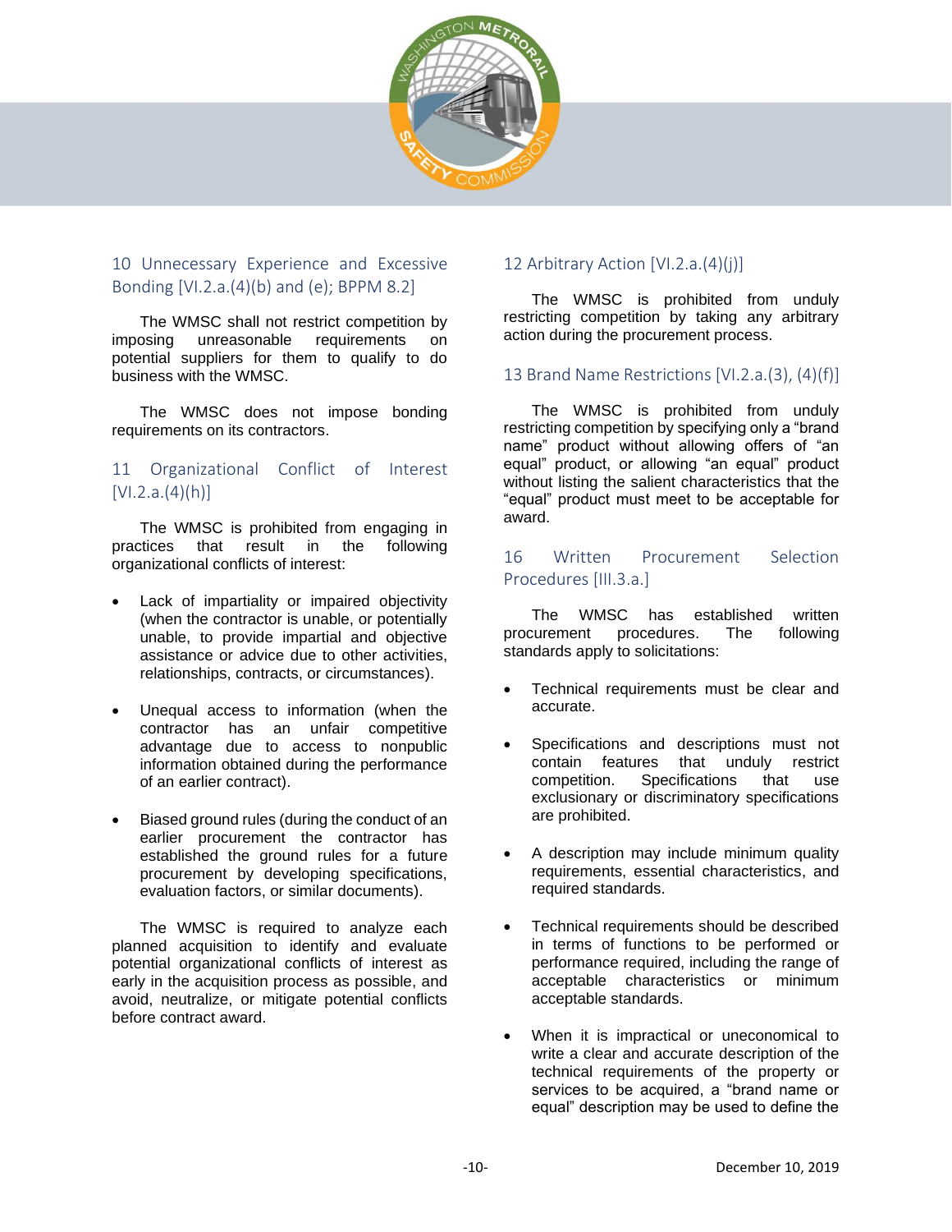## 10 Unnecessary Experience and Excessive Bonding [VI.2.a.(4)(b) and (e); BPPM 8.2]

The WMSC shall not restrict competition by imposing unreasonable requirements on potential suppliers for them to qualify to do business with the WMSC.

The WMSC does not impose bonding requirements on its contractors.

## 11 Organizational Conflict of Interest [VI.2.a.(4)(h)]

The WMSC is prohibited from engaging in practices that result in the following organizational conflicts of interest:

- Lack of impartiality or impaired objectivity (when the contractor is unable, or potentially unable, to provide impartial and objective assistance or advice due to other activities, relationships, contracts, or circumstances).
- Unequal access to information (when the contractor has an unfair competitive advantage due to access to nonpublic information obtained during the performance of an earlier contract).
- Biased ground rules (during the conduct of an earlier procurement the contractor has established the ground rules for a future procurement by developing specifications, evaluation factors, or similar documents).

The WMSC is required to analyze each planned acquisition to identify and evaluate potential organizational conflicts of interest as early in the acquisition process as possible, and avoid, neutralize, or mitigate potential conflicts before contract award.

## 12 Arbitrary Action [VI.2.a.(4)(j)]

The WMSC is prohibited from unduly restricting competition by taking any arbitrary action during the procurement process.

## 13 Brand Name Restrictions [VI.2.a.(3), (4)(f)]

The WMSC is prohibited from unduly restricting competition by specifying only a "brand name" product without allowing offers of "an equal" product, or allowing "an equal" product without listing the salient characteristics that the "equal" product must meet to be acceptable for award.

## 16 Written Procurement Selection Procedures [III.3.a.]

The WMSC has established written procurement procedures. The following standards apply to solicitations:

- Technical requirements must be clear and accurate.
- Specifications and descriptions must not contain features that unduly restrict competition. Specifications that use exclusionary or discriminatory specifications are prohibited.
- A description may include minimum quality requirements, essential characteristics, and required standards.
- Technical requirements should be described in terms of functions to be performed or performance required, including the range of acceptable characteristics or minimum acceptable standards.
- When it is impractical or uneconomical to write a clear and accurate description of the technical requirements of the property or services to be acquired, a "brand name or equal" description may be used to define the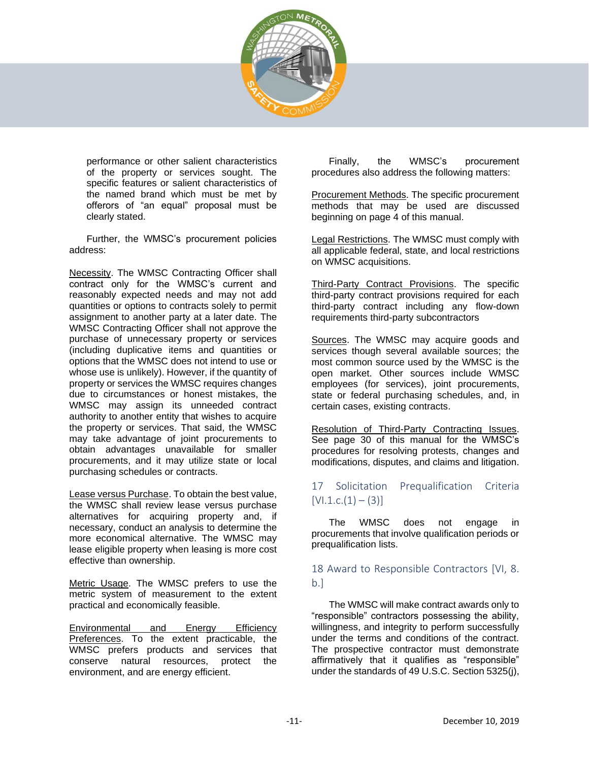performance or other salient characteristics of the property or services sought. The specific features or salient characteristics of the named brand which must be met by offerors of "an equal" proposal must be clearly stated.

Further, the WMSC's procurement policies address:

Necessity. The WMSC Contracting Officer shall contract only for the WMSC's current and reasonably expected needs and may not add quantities or options to contracts solely to permit assignment to another party at a later date. The WMSC Contracting Officer shall not approve the purchase of unnecessary property or services (including duplicative items and quantities or options that the WMSC does not intend to use or whose use is unlikely). However, if the quantity of property or services the WMSC requires changes due to circumstances or honest mistakes, the WMSC may assign its unneeded contract authority to another entity that wishes to acquire the property or services. That said, the WMSC may take advantage of joint procurements to obtain advantages unavailable for smaller procurements, and it may utilize state or local purchasing schedules or contracts.

Lease versus Purchase. To obtain the best value, the WMSC shall review lease versus purchase alternatives for acquiring property and, if necessary, conduct an analysis to determine the more economical alternative. The WMSC may lease eligible property when leasing is more cost effective than ownership.

Metric Usage. The WMSC prefers to use the metric system of measurement to the extent practical and economically feasible.

Environmental and Energy Efficiency Preferences. To the extent practicable, the WMSC prefers products and services that conserve natural resources, protect the environment, and are energy efficient.

Finally, the WMSC's procurement procedures also address the following matters:

Procurement Methods. The specific procurement methods that may be used are discussed beginning on page 4 of this manual.

Legal Restrictions. The WMSC must comply with all applicable federal, state, and local restrictions on WMSC acquisitions.

Third-Party Contract Provisions. The specific third-party contract provisions required for each third-party contract including any flow-down requirements third-party subcontractors

Sources. The WMSC may acquire goods and services though several available sources; the most common source used by the WMSC is the open market. Other sources include WMSC employees (for services), joint procurements, state or federal purchasing schedules, and, in certain cases, existing contracts.

Resolution of Third-Party Contracting Issues. See page 30 of this manual for the WMSC's procedures for resolving protests, changes and modifications, disputes, and claims and litigation.

## 17 Solicitation Prequalification Criteria [VI.1.c.(1) – (3)]

The WMSC does not engage in procurements that involve qualification periods or prequalification lists.

## 18 Award to Responsible Contractors [VI, 8. b.]

The WMSC will make contract awards only to "responsible" contractors possessing the ability, willingness, and integrity to perform successfully under the terms and conditions of the contract. The prospective contractor must demonstrate affirmatively that it qualifies as "responsible" under the standards of 49 U.S.C. Section 5325(j),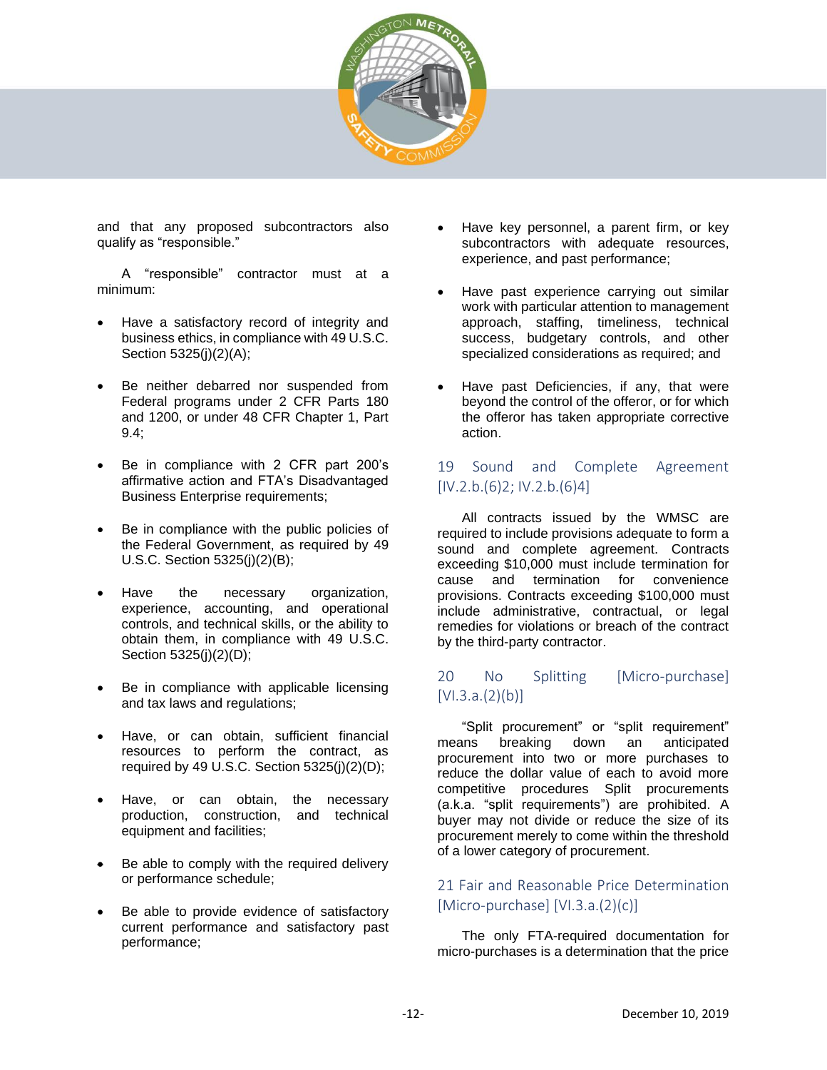and that any proposed subcontractors also qualify as "responsible."

A "responsible" contractor must at a minimum:

- Have a satisfactory record of integrity and business ethics, in compliance with 49 U.S.C. Section 5325(j)(2)(A);
- Be neither debarred nor suspended from Federal programs under 2 CFR Parts 180 and 1200, or under 48 CFR Chapter 1, Part 9.4;
- Be in compliance with 2 CFR part 200's affirmative action and FTA's Disadvantaged Business Enterprise requirements;
- Be in compliance with the public policies of the Federal Government, as required by 49 U.S.C. Section 5325(j)(2)(B);
- Have the necessary organization, experience, accounting, and operational controls, and technical skills, or the ability to obtain them, in compliance with 49 U.S.C. Section 5325(j)(2)(D);
- Be in compliance with applicable licensing and tax laws and regulations;
- Have, or can obtain, sufficient financial resources to perform the contract, as required by 49 U.S.C. Section 5325(j)(2)(D);
- Have, or can obtain, the necessary production, construction, and technical equipment and facilities;
- Be able to comply with the required delivery or performance schedule;
- Be able to provide evidence of satisfactory current performance and satisfactory past performance;
- Have key personnel, a parent firm, or key subcontractors with adequate resources, experience, and past performance;
- Have past experience carrying out similar work with particular attention to management approach, staffing, timeliness, technical success, budgetary controls, and other specialized considerations as required; and
- Have past Deficiencies, if any, that were beyond the control of the offeror, or for which the offeror has taken appropriate corrective action.

## 19 Sound and Complete Agreement [IV.2.b.(6)2; IV.2.b.(6)4]

All contracts issued by the WMSC are required to include provisions adequate to form a sound and complete agreement. Contracts exceeding $10,000 must include termination for cause and termination for convenience provisions. Contracts exceeding $100,000 must include administrative, contractual, or legal remedies for violations or breach of the contract by the third-party contractor.

## 20 No Splitting [Micro-purchase] [VI.3.a.(2)(b)]

"Split procurement" or "split requirement" means breaking down an anticipated procurement into two or more purchases to reduce the dollar value of each to avoid more competitive procedures Split procurements (a.k.a. "split requirements") are prohibited. A buyer may not divide or reduce the size of its procurement merely to come within the threshold of a lower category of procurement.

## 21 Fair and Reasonable Price Determination [Micro-purchase] [VI.3.a.(2)(c)]

The only FTA-required documentation for micro-purchases is a determination that the price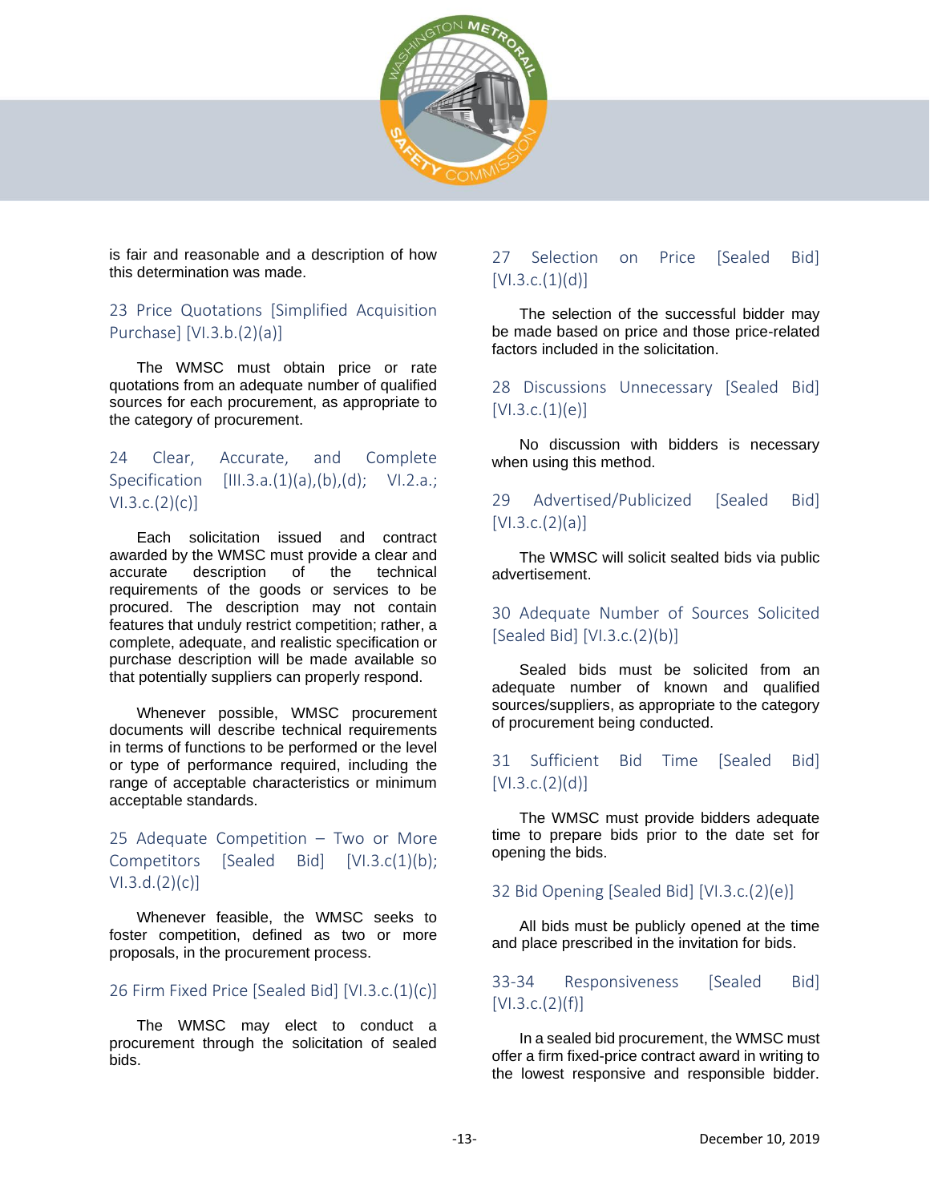is fair and reasonable and a description of how this determination was made.

### 23 Price Quotations [Simplified Acquisition Purchase] [VI.3.b.(2)(a)]

The WMSC must obtain price or rate quotations from an adequate number of qualified sources for each procurement, as appropriate to the category of procurement.

### 24 Clear, Accurate, and Complete Specification [III.3.a.(1)(a),(b),(d); VI.2.a.; VI.3.c.(2)(c)]

Each solicitation issued and contract awarded by the WMSC must provide a clear and accurate description of the technical requirements of the goods or services to be procured. The description may not contain features that unduly restrict competition; rather, a complete, adequate, and realistic specification or purchase description will be made available so that potentially suppliers can properly respond.

Whenever possible, WMSC procurement documents will describe technical requirements in terms of functions to be performed or the level or type of performance required, including the range of acceptable characteristics or minimum acceptable standards.

### 25 Adequate Competition – Two or More Competitors [Sealed Bid] [VI.3.c(1)(b); VI.3.d.(2)(c)]

Whenever feasible, the WMSC seeks to foster competition, defined as two or more proposals, in the procurement process.

### 26 Firm Fixed Price [Sealed Bid] [VI.3.c.(1)(c)]

The WMSC may elect to conduct a procurement through the solicitation of sealed bids.

### 27 Selection on Price [Sealed Bid] [VI.3.c.(1)(d)]

The selection of the successful bidder may be made based on price and those price-related factors included in the solicitation.

### 28 Discussions Unnecessary [Sealed Bid] [VI.3.c.(1)(e)]

No discussion with bidders is necessary when using this method.

### 29 Advertised/Publicized [Sealed Bid] [VI.3.c.(2)(a)]

The WMSC will solicit sealted bids via public advertisement.

### 30 Adequate Number of Sources Solicited [Sealed Bid] [VI.3.c.(2)(b)]

Sealed bids must be solicited from an adequate number of known and qualified sources/suppliers, as appropriate to the category of procurement being conducted.

### 31 Sufficient Bid Time [Sealed Bid] [VI.3.c.(2)(d)]

The WMSC must provide bidders adequate time to prepare bids prior to the date set for opening the bids.

### 32 Bid Opening [Sealed Bid] [VI.3.c.(2)(e)]

All bids must be publicly opened at the time and place prescribed in the invitation for bids.

### 33-34 Responsiveness [Sealed Bid] [VI.3.c.(2)(f)]

In a sealed bid procurement, the WMSC must offer a firm fixed-price contract award in writing to the lowest responsive and responsible bidder.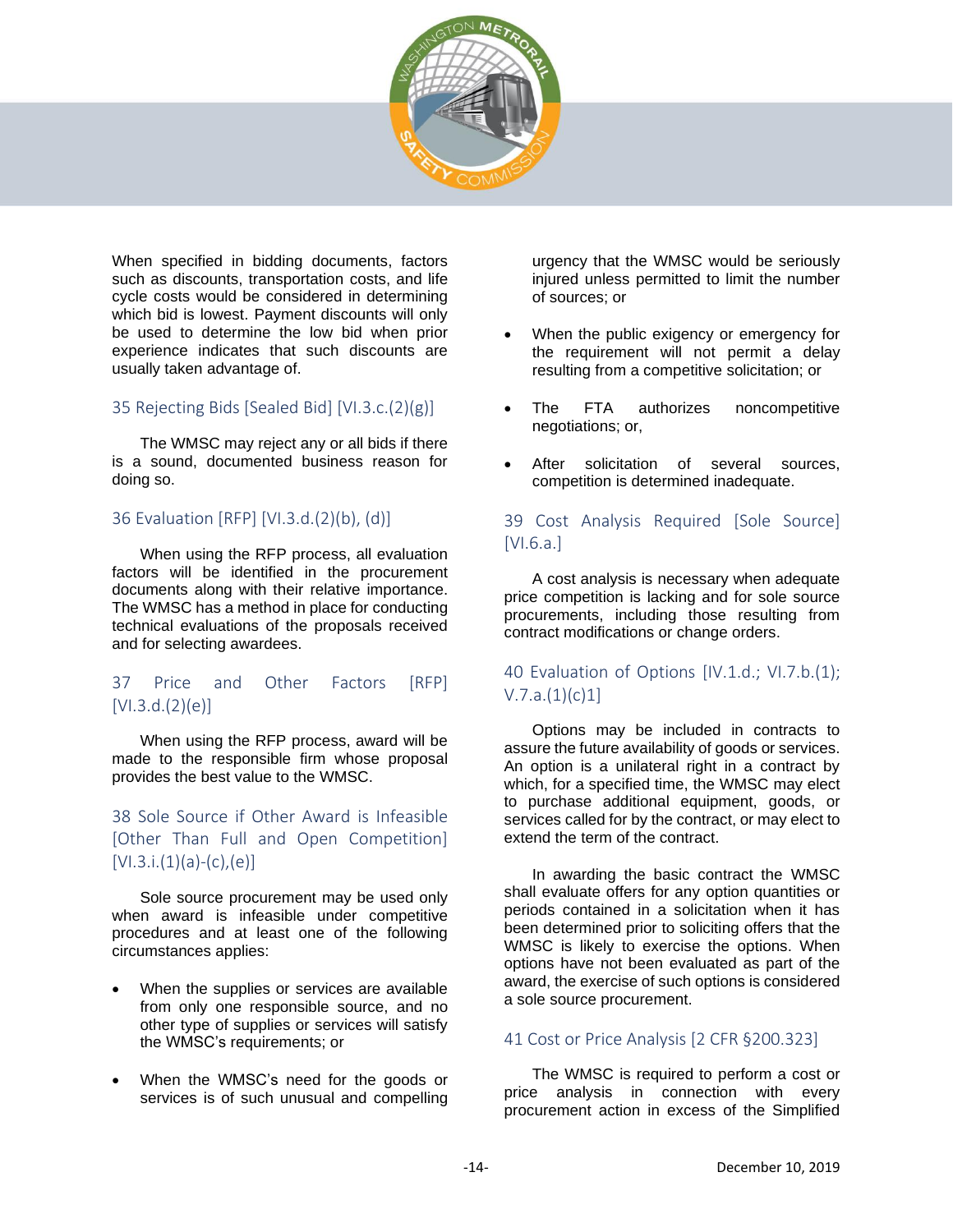When specified in bidding documents, factors such as discounts, transportation costs, and life cycle costs would be considered in determining which bid is lowest. Payment discounts will only be used to determine the low bid when prior experience indicates that such discounts are usually taken advantage of.

## 35 Rejecting Bids [Sealed Bid] [VI.3.c.(2)(g)]

The WMSC may reject any or all bids if there is a sound, documented business reason for doing so.

## 36 Evaluation [RFP] [VI.3.d.(2)(b), (d)]

When using the RFP process, all evaluation factors will be identified in the procurement documents along with their relative importance. The WMSC has a method in place for conducting technical evaluations of the proposals received and for selecting awardees.

## 37 Price and Other Factors [RFP] [VI.3.d.(2)(e)]

When using the RFP process, award will be made to the responsible firm whose proposal provides the best value to the WMSC.

## 38 Sole Source if Other Award is Infeasible [Other Than Full and Open Competition] [VI.3.i.(1)(a)-(c),(e)]

Sole source procurement may be used only when award is infeasible under competitive procedures and at least one of the following circumstances applies:

- When the supplies or services are available from only one responsible source, and no other type of supplies or services will satisfy the WMSC's requirements; or
- When the WMSC's need for the goods or services is of such unusual and compelling urgency that the WMSC would be seriously injured unless permitted to limit the number of sources; or
- When the public exigency or emergency for the requirement will not permit a delay resulting from a competitive solicitation; or
- The FTA authorizes noncompetitive negotiations; or,
- After solicitation of several sources, competition is determined inadequate.

## 39 Cost Analysis Required [Sole Source] [VI.6.a.]

A cost analysis is necessary when adequate price competition is lacking and for sole source procurements, including those resulting from contract modifications or change orders.

## 40 Evaluation of Options [IV.1.d.; VI.7.b.(1); V.7.a.(1)(c)1]

Options may be included in contracts to assure the future availability of goods or services. An option is a unilateral right in a contract by which, for a specified time, the WMSC may elect to purchase additional equipment, goods, or services called for by the contract, or may elect to extend the term of the contract.

In awarding the basic contract the WMSC shall evaluate offers for any option quantities or periods contained in a solicitation when it has been determined prior to soliciting offers that the WMSC is likely to exercise the options. When options have not been evaluated as part of the award, the exercise of such options is considered a sole source procurement.

## 41 Cost or Price Analysis [2 CFR §200.323]

The WMSC is required to perform a cost or price analysis in connection with every procurement action in excess of the Simplified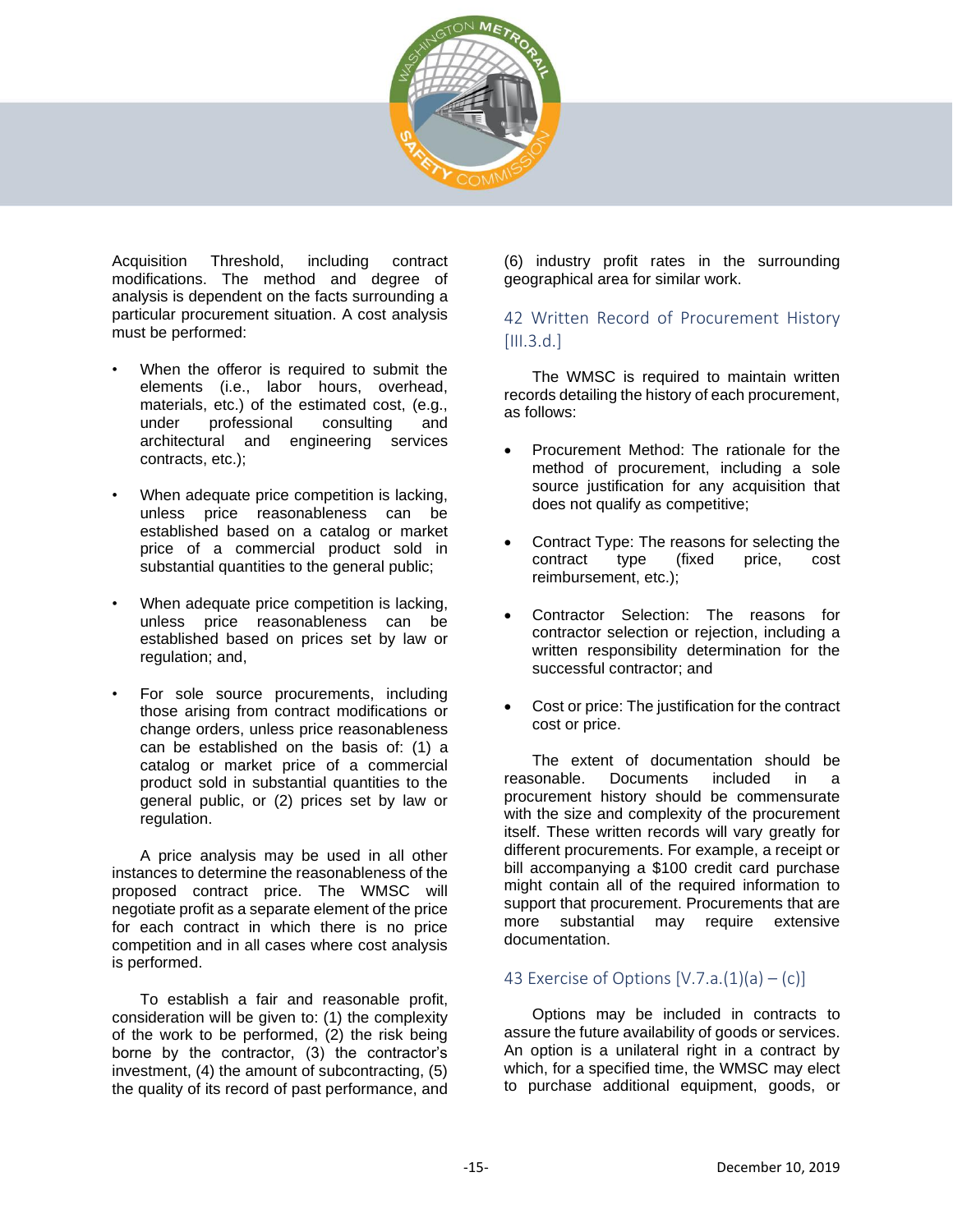Acquisition Threshold, including contract modifications. The method and degree of analysis is dependent on the facts surrounding a particular procurement situation. A cost analysis must be performed:

- When the offeror is required to submit the elements (i.e., labor hours, overhead, materials, etc.) of the estimated cost, (e.g., under professional consulting and architectural and engineering services contracts, etc.);
- When adequate price competition is lacking, unless price reasonableness can be established based on a catalog or market price of a commercial product sold in substantial quantities to the general public;
- When adequate price competition is lacking, unless price reasonableness can be established based on prices set by law or regulation; and,
- For sole source procurements, including those arising from contract modifications or change orders, unless price reasonableness can be established on the basis of: (1) a catalog or market price of a commercial product sold in substantial quantities to the general public, or (2) prices set by law or regulation.

A price analysis may be used in all other instances to determine the reasonableness of the proposed contract price. The WMSC will negotiate profit as a separate element of the price for each contract in which there is no price competition and in all cases where cost analysis is performed.

To establish a fair and reasonable profit, consideration will be given to: (1) the complexity of the work to be performed, (2) the risk being borne by the contractor, (3) the contractor's investment, (4) the amount of subcontracting, (5) the quality of its record of past performance, and (6) industry profit rates in the surrounding geographical area for similar work.

## 42 Written Record of Procurement History [III.3.d.]

The WMSC is required to maintain written records detailing the history of each procurement, as follows:

- Procurement Method: The rationale for the method of procurement, including a sole source justification for any acquisition that does not qualify as competitive;
- Contract Type: The reasons for selecting the contract type (fixed price, cost reimbursement, etc.);
- Contractor Selection: The reasons for contractor selection or rejection, including a written responsibility determination for the successful contractor; and
- Cost or price: The justification for the contract cost or price.

The extent of documentation should be reasonable. Documents included in a procurement history should be commensurate with the size and complexity of the procurement itself. These written records will vary greatly for different procurements. For example, a receipt or bill accompanying a $100 credit card purchase might contain all of the required information to support that procurement. Procurements that are more substantial may require extensive documentation.

## 43 Exercise of Options [V.7.a.(1)(a) – (c)]

Options may be included in contracts to assure the future availability of goods or services. An option is a unilateral right in a contract by which, for a specified time, the WMSC may elect to purchase additional equipment, goods, or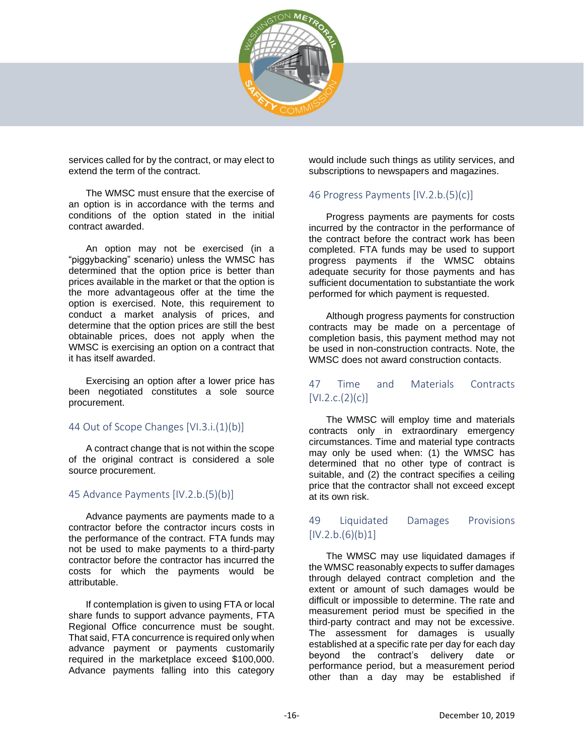services called for by the contract, or may elect to extend the term of the contract.

The WMSC must ensure that the exercise of an option is in accordance with the terms and conditions of the option stated in the initial contract awarded.

An option may not be exercised (in a "piggybacking" scenario) unless the WMSC has determined that the option price is better than prices available in the market or that the option is the more advantageous offer at the time the option is exercised. Note, this requirement to conduct a market analysis of prices, and determine that the option prices are still the best obtainable prices, does not apply when the WMSC is exercising an option on a contract that it has itself awarded.

Exercising an option after a lower price has been negotiated constitutes a sole source procurement.

## 44 Out of Scope Changes [VI.3.i.(1)(b)]

A contract change that is not within the scope of the original contract is considered a sole source procurement.

## 45 Advance Payments [IV.2.b.(5)(b)]

Advance payments are payments made to a contractor before the contractor incurs costs in the performance of the contract. FTA funds may not be used to make payments to a third-party contractor before the contractor has incurred the costs for which the payments would be attributable.

If contemplation is given to using FTA or local share funds to support advance payments, FTA Regional Office concurrence must be sought. That said, FTA concurrence is required only when advance payment or payments customarily required in the marketplace exceed $100,000. Advance payments falling into this category would include such things as utility services, and subscriptions to newspapers and magazines.

## 46 Progress Payments [IV.2.b.(5)(c)]

Progress payments are payments for costs incurred by the contractor in the performance of the contract before the contract work has been completed. FTA funds may be used to support progress payments if the WMSC obtains adequate security for those payments and has sufficient documentation to substantiate the work performed for which payment is requested.

Although progress payments for construction contracts may be made on a percentage of completion basis, this payment method may not be used in non-construction contracts. Note, the WMSC does not award construction contacts.

## 47 Time and Materials Contracts [VI.2.c.(2)(c)]

The WMSC will employ time and materials contracts only in extraordinary emergency circumstances. Time and material type contracts may only be used when: (1) the WMSC has determined that no other type of contract is suitable, and (2) the contract specifies a ceiling price that the contractor shall not exceed except at its own risk.

## 49 Liquidated Damages Provisions [IV.2.b.(6)(b)1]

The WMSC may use liquidated damages if the WMSC reasonably expects to suffer damages through delayed contract completion and the extent or amount of such damages would be difficult or impossible to determine. The rate and measurement period must be specified in the third-party contract and may not be excessive. The assessment for damages is usually established at a specific rate per day for each day beyond the contract's delivery date or performance period, but a measurement period other than a day may be established if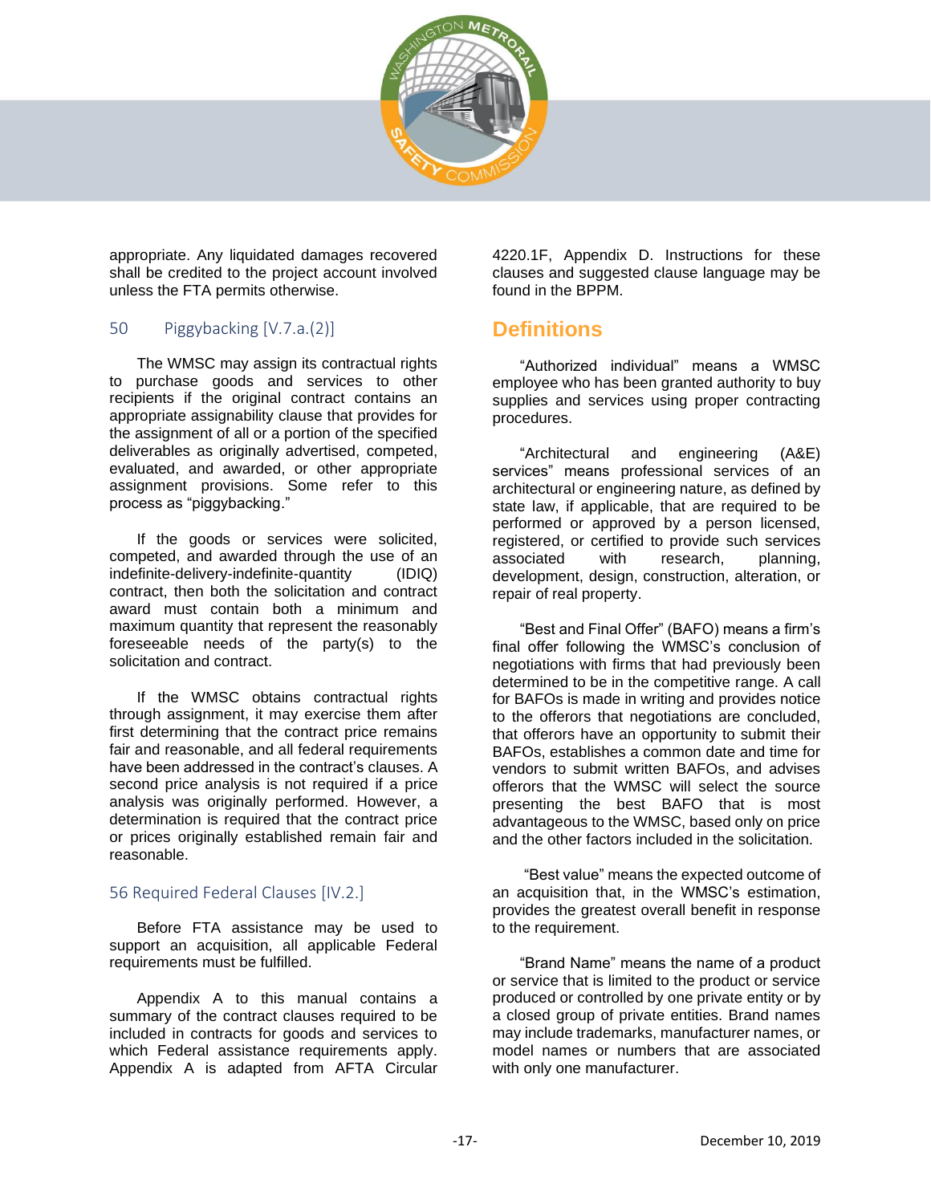appropriate. Any liquidated damages recovered shall be credited to the project account involved unless the FTA permits otherwise.

### 50 Piggybacking [V.7.a.(2)]

The WMSC may assign its contractual rights to purchase goods and services to other recipients if the original contract contains an appropriate assignability clause that provides for the assignment of all or a portion of the specified deliverables as originally advertised, competed, evaluated, and awarded, or other appropriate assignment provisions. Some refer to this process as "piggybacking."

If the goods or services were solicited, competed, and awarded through the use of an indefinite-delivery-indefinite-quantity (IDIQ) contract, then both the solicitation and contract award must contain both a minimum and maximum quantity that represent the reasonably foreseeable needs of the party(s) to the solicitation and contract.

If the WMSC obtains contractual rights through assignment, it may exercise them after first determining that the contract price remains fair and reasonable, and all federal requirements have been addressed in the contract's clauses. A second price analysis is not required if a price analysis was originally performed. However, a determination is required that the contract price or prices originally established remain fair and reasonable.

### 56 Required Federal Clauses [IV.2.]

Before FTA assistance may be used to support an acquisition, all applicable Federal requirements must be fulfilled.

Appendix A to this manual contains a summary of the contract clauses required to be included in contracts for goods and services to which Federal assistance requirements apply. Appendix A is adapted from AFTA Circular 4220.1F, Appendix D. Instructions for these clauses and suggested clause language may be found in the BPPM.

## Definitions

"Authorized individual" means a WMSC employee who has been granted authority to buy supplies and services using proper contracting procedures.

"Architectural and engineering (A&E) services" means professional services of an architectural or engineering nature, as defined by state law, if applicable, that are required to be performed or approved by a person licensed, registered, or certified to provide such services associated with research, planning, development, design, construction, alteration, or repair of real property.

"Best and Final Offer" (BAFO) means a firm's final offer following the WMSC's conclusion of negotiations with firms that had previously been determined to be in the competitive range. A call for BAFOs is made in writing and provides notice to the offerors that negotiations are concluded, that offerors have an opportunity to submit their BAFOs, establishes a common date and time for vendors to submit written BAFOs, and advises offerors that the WMSC will select the source presenting the best BAFO that is most advantageous to the WMSC, based only on price and the other factors included in the solicitation.

"Best value" means the expected outcome of an acquisition that, in the WMSC's estimation, provides the greatest overall benefit in response to the requirement.

"Brand Name" means the name of a product or service that is limited to the product or service produced or controlled by one private entity or by a closed group of private entities. Brand names may include trademarks, manufacturer names, or model names or numbers that are associated with only one manufacturer.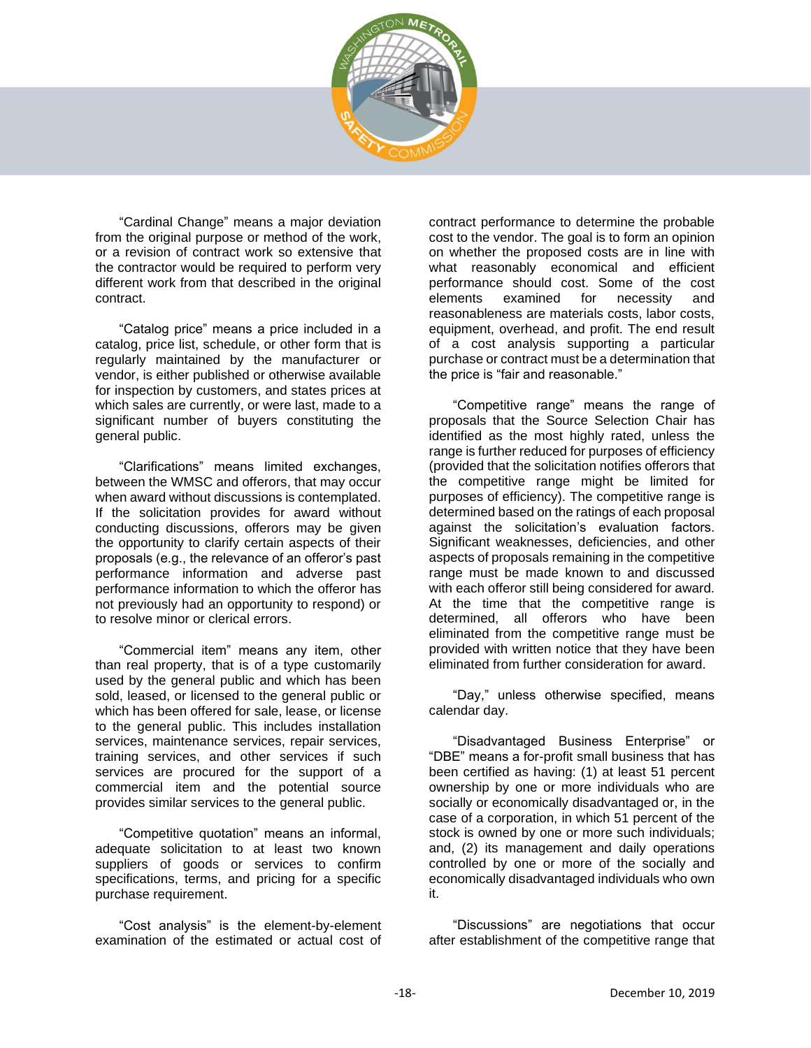"Cardinal Change" means a major deviation from the original purpose or method of the work, or a revision of contract work so extensive that the contractor would be required to perform very different work from that described in the original contract.

"Catalog price" means a price included in a catalog, price list, schedule, or other form that is regularly maintained by the manufacturer or vendor, is either published or otherwise available for inspection by customers, and states prices at which sales are currently, or were last, made to a significant number of buyers constituting the general public.

"Clarifications" means limited exchanges, between the WMSC and offerors, that may occur when award without discussions is contemplated. If the solicitation provides for award without conducting discussions, offerors may be given the opportunity to clarify certain aspects of their proposals (e.g., the relevance of an offeror's past performance information and adverse past performance information to which the offeror has not previously had an opportunity to respond) or to resolve minor or clerical errors.

"Commercial item" means any item, other than real property, that is of a type customarily used by the general public and which has been sold, leased, or licensed to the general public or which has been offered for sale, lease, or license to the general public. This includes installation services, maintenance services, repair services, training services, and other services if such services are procured for the support of a commercial item and the potential source provides similar services to the general public.

"Competitive quotation" means an informal, adequate solicitation to at least two known suppliers of goods or services to confirm specifications, terms, and pricing for a specific purchase requirement.

"Cost analysis" is the element-by-element examination of the estimated or actual cost of contract performance to determine the probable cost to the vendor. The goal is to form an opinion on whether the proposed costs are in line with what reasonably economical and efficient performance should cost. Some of the cost elements examined for necessity and reasonableness are materials costs, labor costs, equipment, overhead, and profit. The end result of a cost analysis supporting a particular purchase or contract must be a determination that the price is "fair and reasonable."

"Competitive range" means the range of proposals that the Source Selection Chair has identified as the most highly rated, unless the range is further reduced for purposes of efficiency (provided that the solicitation notifies offerors that the competitive range might be limited for purposes of efficiency). The competitive range is determined based on the ratings of each proposal against the solicitation's evaluation factors. Significant weaknesses, deficiencies, and other aspects of proposals remaining in the competitive range must be made known to and discussed with each offeror still being considered for award. At the time that the competitive range is determined, all offerors who have been eliminated from the competitive range must be provided with written notice that they have been eliminated from further consideration for award.

"Day," unless otherwise specified, means calendar day.

"Disadvantaged Business Enterprise" or "DBE" means a for-profit small business that has been certified as having: (1) at least 51 percent ownership by one or more individuals who are socially or economically disadvantaged or, in the case of a corporation, in which 51 percent of the stock is owned by one or more such individuals; and, (2) its management and daily operations controlled by one or more of the socially and economically disadvantaged individuals who own it.

"Discussions" are negotiations that occur after establishment of the competitive range that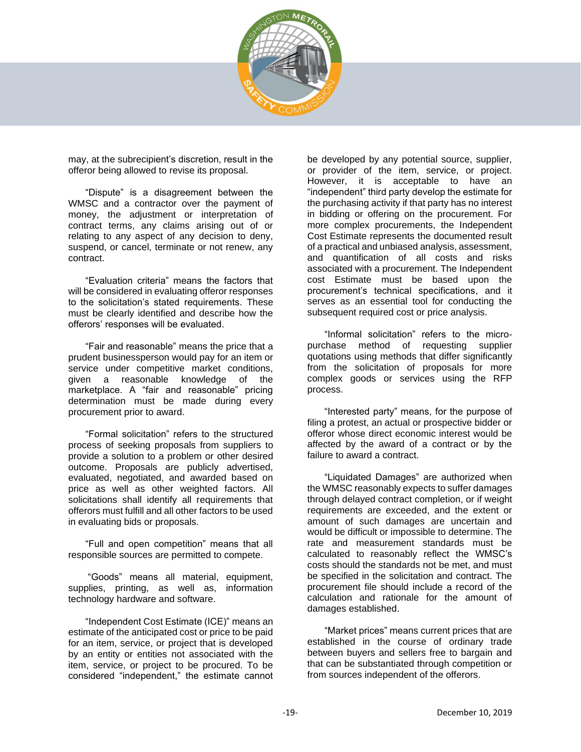may, at the subrecipient's discretion, result in the offeror being allowed to revise its proposal.

"Dispute" is a disagreement between the WMSC and a contractor over the payment of money, the adjustment or interpretation of contract terms, any claims arising out of or relating to any aspect of any decision to deny, suspend, or cancel, terminate or not renew, any contract.

"Evaluation criteria" means the factors that will be considered in evaluating offeror responses to the solicitation's stated requirements. These must be clearly identified and describe how the offerors' responses will be evaluated.

"Fair and reasonable" means the price that a prudent businessperson would pay for an item or service under competitive market conditions, given a reasonable knowledge of the marketplace. A "fair and reasonable" pricing determination must be made during every procurement prior to award.

"Formal solicitation" refers to the structured process of seeking proposals from suppliers to provide a solution to a problem or other desired outcome. Proposals are publicly advertised, evaluated, negotiated, and awarded based on price as well as other weighted factors. All solicitations shall identify all requirements that offerors must fulfill and all other factors to be used in evaluating bids or proposals.

"Full and open competition" means that all responsible sources are permitted to compete.

"Goods" means all material, equipment, supplies, printing, as well as, information technology hardware and software.

"Independent Cost Estimate (ICE)" means an estimate of the anticipated cost or price to be paid for an item, service, or project that is developed by an entity or entities not associated with the item, service, or project to be procured. To be considered "independent," the estimate cannot be developed by any potential source, supplier, or provider of the item, service, or project. However, it is acceptable to have an "independent" third party develop the estimate for the purchasing activity if that party has no interest in bidding or offering on the procurement. For more complex procurements, the Independent Cost Estimate represents the documented result of a practical and unbiased analysis, assessment, and quantification of all costs and risks associated with a procurement. The Independent cost Estimate must be based upon the procurement's technical specifications, and it serves as an essential tool for conducting the subsequent required cost or price analysis.

"Informal solicitation" refers to the micro-purchase method of requesting supplier quotations using methods that differ significantly from the solicitation of proposals for more complex goods or services using the RFP process.

"Interested party" means, for the purpose of filing a protest, an actual or prospective bidder or offeror whose direct economic interest would be affected by the award of a contract or by the failure to award a contract.

"Liquidated Damages" are authorized when the WMSC reasonably expects to suffer damages through delayed contract completion, or if weight requirements are exceeded, and the extent or amount of such damages are uncertain and would be difficult or impossible to determine. The rate and measurement standards must be calculated to reasonably reflect the WMSC's costs should the standards not be met, and must be specified in the solicitation and contract. The procurement file should include a record of the calculation and rationale for the amount of damages established.

"Market prices" means current prices that are established in the course of ordinary trade between buyers and sellers free to bargain and that can be substantiated through competition or from sources independent of the offerors.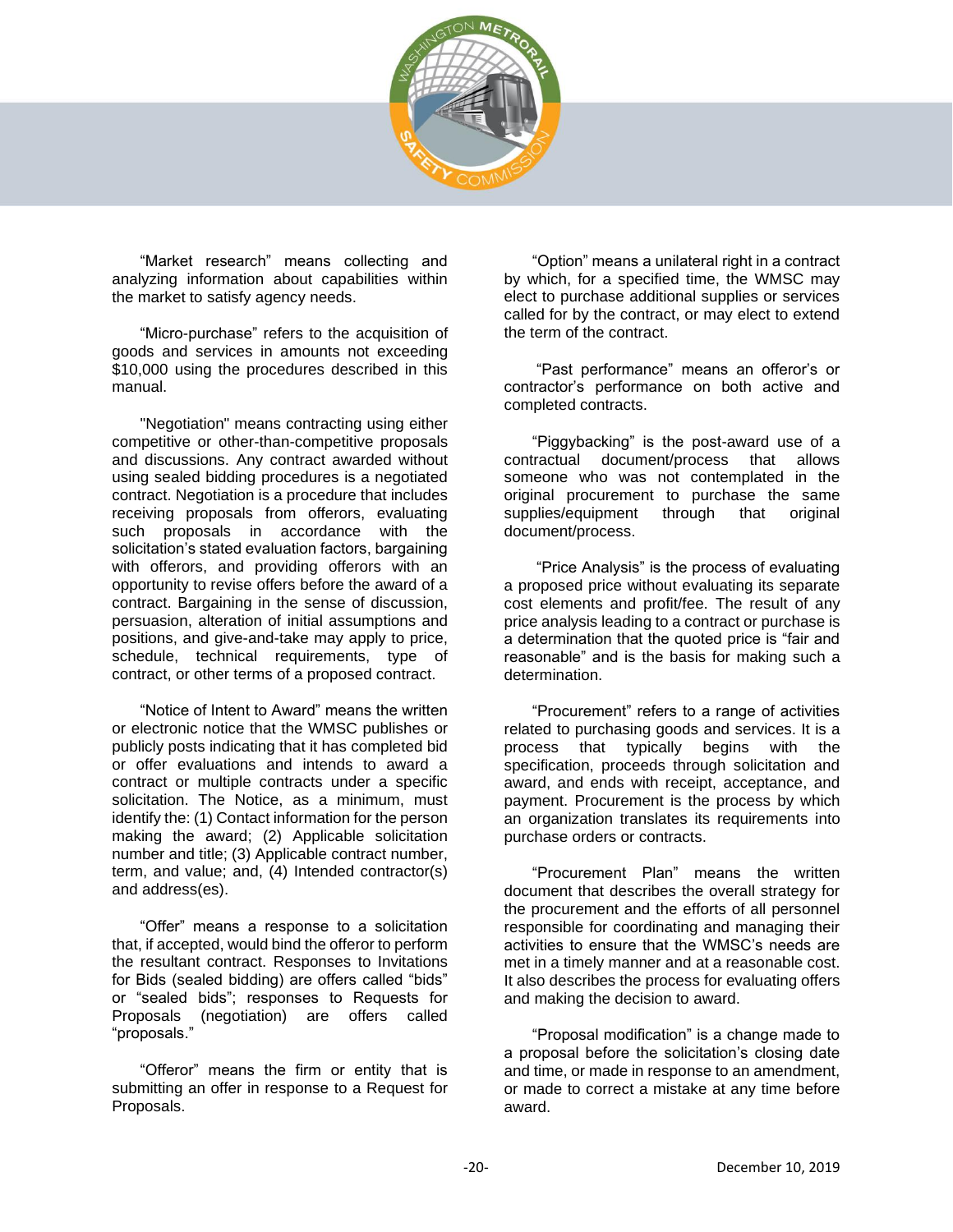"Market research" means collecting and analyzing information about capabilities within the market to satisfy agency needs.

"Micro-purchase" refers to the acquisition of goods and services in amounts not exceeding $10,000 using the procedures described in this manual.

"Negotiation" means contracting using either competitive or other-than-competitive proposals and discussions. Any contract awarded without using sealed bidding procedures is a negotiated contract. Negotiation is a procedure that includes receiving proposals from offerors, evaluating such proposals in accordance with the solicitation's stated evaluation factors, bargaining with offerors, and providing offerors with an opportunity to revise offers before the award of a contract. Bargaining in the sense of discussion, persuasion, alteration of initial assumptions and positions, and give-and-take may apply to price, schedule, technical requirements, type of contract, or other terms of a proposed contract.

"Notice of Intent to Award" means the written or electronic notice that the WMSC publishes or publicly posts indicating that it has completed bid or offer evaluations and intends to award a contract or multiple contracts under a specific solicitation. The Notice, as a minimum, must identify the: (1) Contact information for the person making the award; (2) Applicable solicitation number and title; (3) Applicable contract number, term, and value; and, (4) Intended contractor(s) and address(es).

"Offer" means a response to a solicitation that, if accepted, would bind the offeror to perform the resultant contract. Responses to Invitations for Bids (sealed bidding) are offers called "bids" or "sealed bids"; responses to Requests for Proposals (negotiation) are offers called "proposals."

"Offeror" means the firm or entity that is submitting an offer in response to a Request for Proposals.

"Option" means a unilateral right in a contract by which, for a specified time, the WMSC may elect to purchase additional supplies or services called for by the contract, or may elect to extend the term of the contract.

"Past performance" means an offeror's or contractor's performance on both active and completed contracts.

"Piggybacking" is the post-award use of a contractual document/process that allows someone who was not contemplated in the original procurement to purchase the same supplies/equipment through that original document/process.

"Price Analysis" is the process of evaluating a proposed price without evaluating its separate cost elements and profit/fee. The result of any price analysis leading to a contract or purchase is a determination that the quoted price is "fair and reasonable" and is the basis for making such a determination.

"Procurement" refers to a range of activities related to purchasing goods and services. It is a process that typically begins with the specification, proceeds through solicitation and award, and ends with receipt, acceptance, and payment. Procurement is the process by which an organization translates its requirements into purchase orders or contracts.

"Procurement Plan" means the written document that describes the overall strategy for the procurement and the efforts of all personnel responsible for coordinating and managing their activities to ensure that the WMSC's needs are met in a timely manner and at a reasonable cost. It also describes the process for evaluating offers and making the decision to award.

"Proposal modification" is a change made to a proposal before the solicitation's closing date and time, or made in response to an amendment, or made to correct a mistake at any time before award.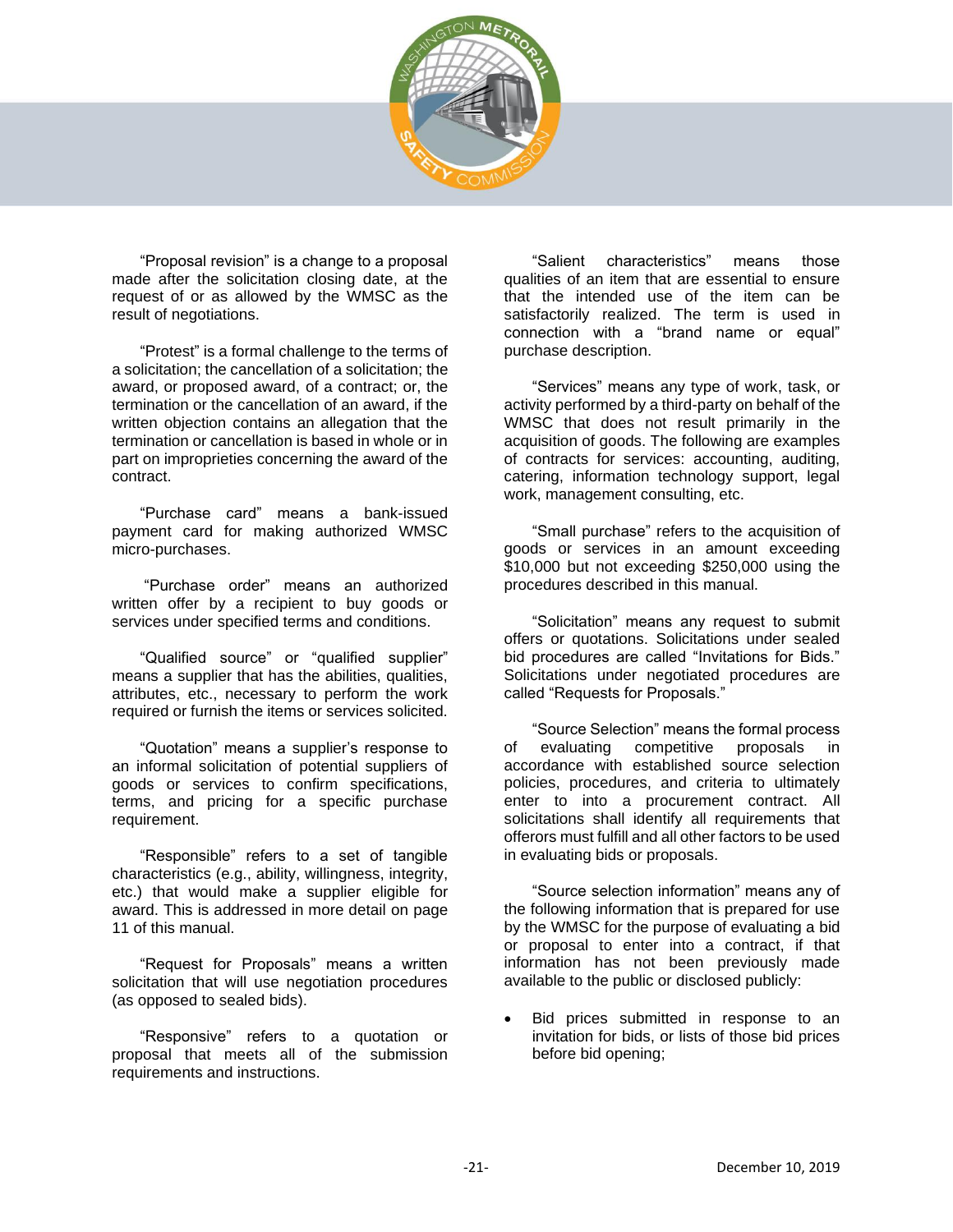"Proposal revision" is a change to a proposal made after the solicitation closing date, at the request of or as allowed by the WMSC as the result of negotiations.

"Protest" is a formal challenge to the terms of a solicitation; the cancellation of a solicitation; the award, or proposed award, of a contract; or, the termination or the cancellation of an award, if the written objection contains an allegation that the termination or cancellation is based in whole or in part on improprieties concerning the award of the contract.

"Purchase card" means a bank-issued payment card for making authorized WMSC micro-purchases.

"Purchase order" means an authorized written offer by a recipient to buy goods or services under specified terms and conditions.

"Qualified source" or "qualified supplier" means a supplier that has the abilities, qualities, attributes, etc., necessary to perform the work required or furnish the items or services solicited.

"Quotation" means a supplier's response to an informal solicitation of potential suppliers of goods or services to confirm specifications, terms, and pricing for a specific purchase requirement.

"Responsible" refers to a set of tangible characteristics (e.g., ability, willingness, integrity, etc.) that would make a supplier eligible for award. This is addressed in more detail on page 11 of this manual.

"Request for Proposals" means a written solicitation that will use negotiation procedures (as opposed to sealed bids).

"Responsive" refers to a quotation or proposal that meets all of the submission requirements and instructions.

"Salient characteristics" means those qualities of an item that are essential to ensure that the intended use of the item can be satisfactorily realized. The term is used in connection with a "brand name or equal" purchase description.

"Services" means any type of work, task, or activity performed by a third-party on behalf of the WMSC that does not result primarily in the acquisition of goods. The following are examples of contracts for services: accounting, auditing, catering, information technology support, legal work, management consulting, etc.

"Small purchase" refers to the acquisition of goods or services in an amount exceeding $10,000 but not exceeding $250,000 using the procedures described in this manual.

"Solicitation" means any request to submit offers or quotations. Solicitations under sealed bid procedures are called "Invitations for Bids." Solicitations under negotiated procedures are called "Requests for Proposals."

"Source Selection" means the formal process of evaluating competitive proposals in accordance with established source selection policies, procedures, and criteria to ultimately enter to into a procurement contract. All solicitations shall identify all requirements that offerors must fulfill and all other factors to be used in evaluating bids or proposals.

"Source selection information" means any of the following information that is prepared for use by the WMSC for the purpose of evaluating a bid or proposal to enter into a contract, if that information has not been previously made available to the public or disclosed publicly:

- Bid prices submitted in response to an invitation for bids, or lists of those bid prices before bid opening;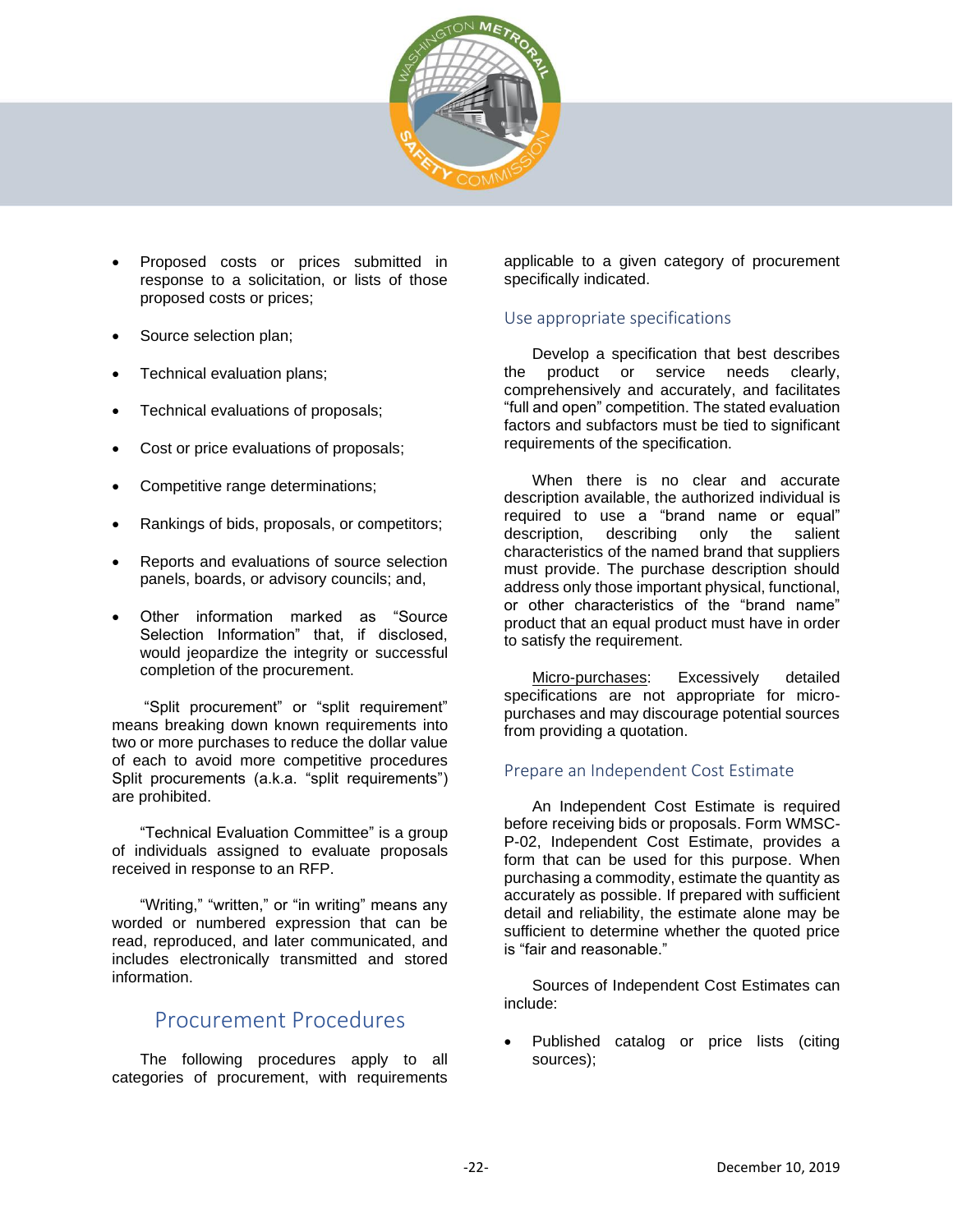- Proposed costs or prices submitted in response to a solicitation, or lists of those proposed costs or prices;
- Source selection plan;
- Technical evaluation plans;
- Technical evaluations of proposals;
- Cost or price evaluations of proposals;
- Competitive range determinations;
- Rankings of bids, proposals, or competitors;
- Reports and evaluations of source selection panels, boards, or advisory councils; and,
- Other information marked as "Source Selection Information" that, if disclosed, would jeopardize the integrity or successful completion of the procurement.

"Split procurement" or "split requirement" means breaking down known requirements into two or more purchases to reduce the dollar value of each to avoid more competitive procedures Split procurements (a.k.a. "split requirements") are prohibited.

"Technical Evaluation Committee" is a group of individuals assigned to evaluate proposals received in response to an RFP.

"Writing," "written," or "in writing" means any worded or numbered expression that can be read, reproduced, and later communicated, and includes electronically transmitted and stored information.

# Procurement Procedures

The following procedures apply to all categories of procurement, with requirements applicable to a given category of procurement specifically indicated.

## Use appropriate specifications

Develop a specification that best describes the product or service needs clearly, comprehensively and accurately, and facilitates "full and open" competition. The stated evaluation factors and subfactors must be tied to significant requirements of the specification.

When there is no clear and accurate description available, the authorized individual is required to use a "brand name or equal" description, describing only the salient characteristics of the named brand that suppliers must provide. The purchase description should address only those important physical, functional, or other characteristics of the "brand name" product that an equal product must have in order to satisfy the requirement.

Micro-purchases: Excessively detailed specifications are not appropriate for micro-purchases and may discourage potential sources from providing a quotation.

## Prepare an Independent Cost Estimate

An Independent Cost Estimate is required before receiving bids or proposals. Form WMSC-P-02, Independent Cost Estimate, provides a form that can be used for this purpose. When purchasing a commodity, estimate the quantity as accurately as possible. If prepared with sufficient detail and reliability, the estimate alone may be sufficient to determine whether the quoted price is "fair and reasonable."

Sources of Independent Cost Estimates can include:

- Published catalog or price lists (citing sources);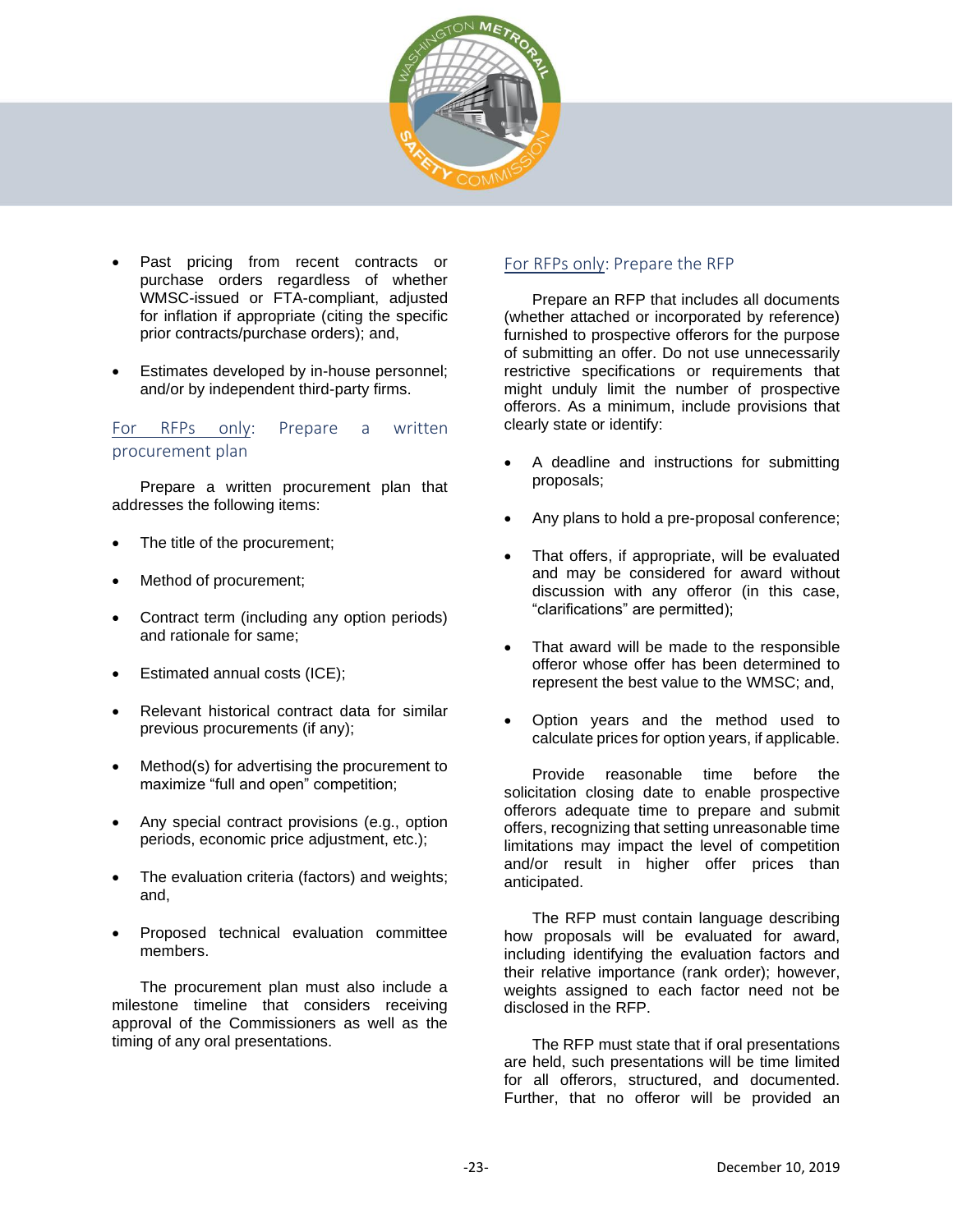- Past pricing from recent contracts or purchase orders regardless of whether WMSC-issued or FTA-compliant, adjusted for inflation if appropriate (citing the specific prior contracts/purchase orders); and,
- Estimates developed by in-house personnel; and/or by independent third-party firms.

### For RFPs only: Prepare a written procurement plan

Prepare a written procurement plan that addresses the following items:

- The title of the procurement;
- Method of procurement;
- Contract term (including any option periods) and rationale for same;
- Estimated annual costs (ICE);
- Relevant historical contract data for similar previous procurements (if any);
- Method(s) for advertising the procurement to maximize "full and open" competition;
- Any special contract provisions (e.g., option periods, economic price adjustment, etc.);
- The evaluation criteria (factors) and weights; and,
- Proposed technical evaluation committee members.

The procurement plan must also include a milestone timeline that considers receiving approval of the Commissioners as well as the timing of any oral presentations.

### For RFPs only: Prepare the RFP

Prepare an RFP that includes all documents (whether attached or incorporated by reference) furnished to prospective offerors for the purpose of submitting an offer. Do not use unnecessarily restrictive specifications or requirements that might unduly limit the number of prospective offerors. As a minimum, include provisions that clearly state or identify:

- A deadline and instructions for submitting proposals;
- Any plans to hold a pre-proposal conference;
- That offers, if appropriate, will be evaluated and may be considered for award without discussion with any offeror (in this case, "clarifications" are permitted);
- That award will be made to the responsible offeror whose offer has been determined to represent the best value to the WMSC; and,
- Option years and the method used to calculate prices for option years, if applicable.

Provide reasonable time before the solicitation closing date to enable prospective offerors adequate time to prepare and submit offers, recognizing that setting unreasonable time limitations may impact the level of competition and/or result in higher offer prices than anticipated.

The RFP must contain language describing how proposals will be evaluated for award, including identifying the evaluation factors and their relative importance (rank order); however, weights assigned to each factor need not be disclosed in the RFP.

The RFP must state that if oral presentations are held, such presentations will be time limited for all offerors, structured, and documented. Further, that no offeror will be provided an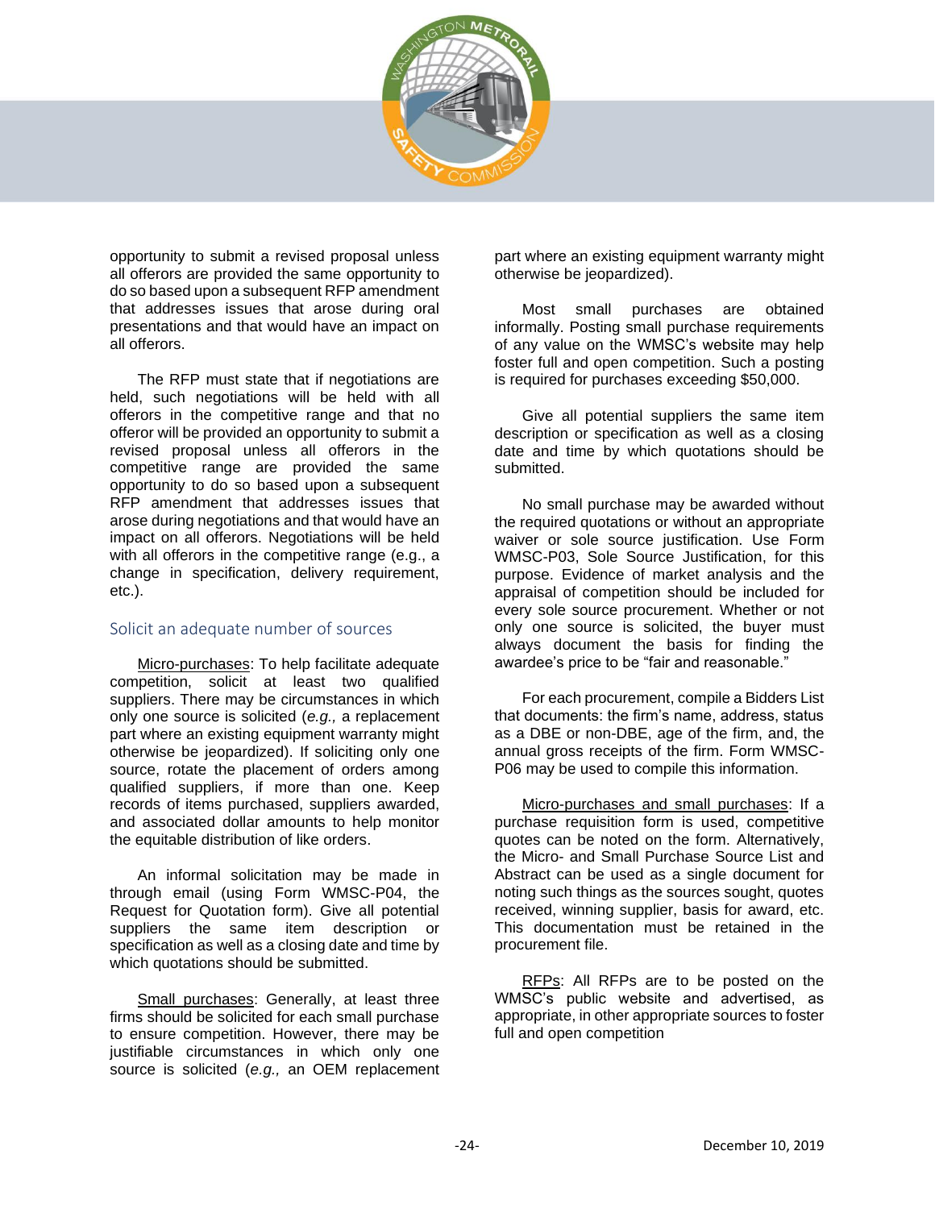opportunity to submit a revised proposal unless all offerors are provided the same opportunity to do so based upon a subsequent RFP amendment that addresses issues that arose during oral presentations and that would have an impact on all offerors.

The RFP must state that if negotiations are held, such negotiations will be held with all offerors in the competitive range and that no offeror will be provided an opportunity to submit a revised proposal unless all offerors in the competitive range are provided the same opportunity to do so based upon a subsequent RFP amendment that addresses issues that arose during negotiations and that would have an impact on all offerors. Negotiations will be held with all offerors in the competitive range (e.g., a change in specification, delivery requirement, etc.).

## Solicit an adequate number of sources

Micro-purchases: To help facilitate adequate competition, solicit at least two qualified suppliers. There may be circumstances in which only one source is solicited (*e.g.,* a replacement part where an existing equipment warranty might otherwise be jeopardized). If soliciting only one source, rotate the placement of orders among qualified suppliers, if more than one. Keep records of items purchased, suppliers awarded, and associated dollar amounts to help monitor the equitable distribution of like orders.

An informal solicitation may be made in through email (using Form WMSC-P04, the Request for Quotation form). Give all potential suppliers the same item description or specification as well as a closing date and time by which quotations should be submitted.

Small purchases: Generally, at least three firms should be solicited for each small purchase to ensure competition. However, there may be justifiable circumstances in which only one source is solicited (*e.g.,* an OEM replacement part where an existing equipment warranty might otherwise be jeopardized).

Most small purchases are obtained informally. Posting small purchase requirements of any value on the WMSC's website may help foster full and open competition. Such a posting is required for purchases exceeding $50,000.

Give all potential suppliers the same item description or specification as well as a closing date and time by which quotations should be submitted.

No small purchase may be awarded without the required quotations or without an appropriate waiver or sole source justification. Use Form WMSC-P03, Sole Source Justification, for this purpose. Evidence of market analysis and the appraisal of competition should be included for every sole source procurement. Whether or not only one source is solicited, the buyer must always document the basis for finding the awardee's price to be "fair and reasonable."

For each procurement, compile a Bidders List that documents: the firm's name, address, status as a DBE or non-DBE, age of the firm, and, the annual gross receipts of the firm. Form WMSC-P06 may be used to compile this information.

Micro-purchases and small purchases: If a purchase requisition form is used, competitive quotes can be noted on the form. Alternatively, the Micro- and Small Purchase Source List and Abstract can be used as a single document for noting such things as the sources sought, quotes received, winning supplier, basis for award, etc. This documentation must be retained in the procurement file.

RFPs: All RFPs are to be posted on the WMSC's public website and advertised, as appropriate, in other appropriate sources to foster full and open competition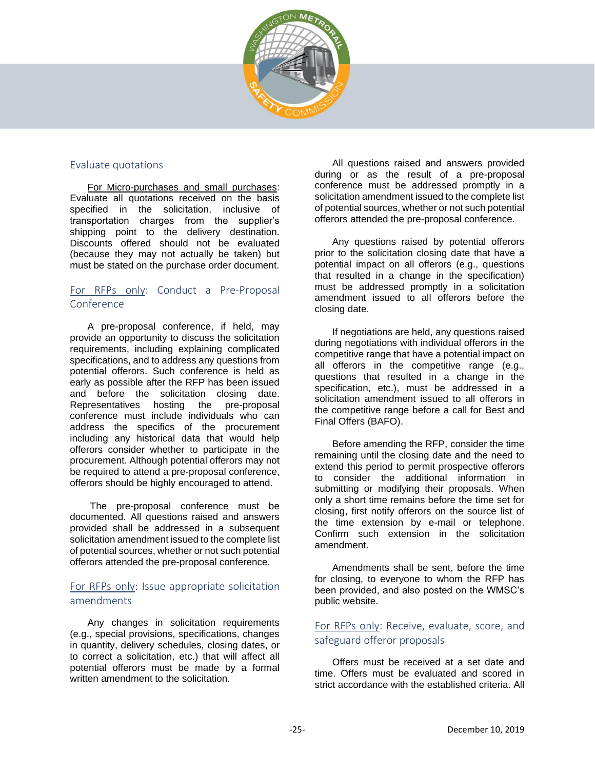### Evaluate quotations

For Micro-purchases and small purchases: Evaluate all quotations received on the basis specified in the solicitation, inclusive of transportation charges from the supplier's shipping point to the delivery destination. Discounts offered should not be evaluated (because they may not actually be taken) but must be stated on the purchase order document.

### For RFPs only: Conduct a Pre-Proposal Conference

A pre-proposal conference, if held, may provide an opportunity to discuss the solicitation requirements, including explaining complicated specifications, and to address any questions from potential offerors. Such conference is held as early as possible after the RFP has been issued and before the solicitation closing date. Representatives hosting the pre-proposal conference must include individuals who can address the specifics of the procurement including any historical data that would help offerors consider whether to participate in the procurement. Although potential offerors may not be required to attend a pre-proposal conference, offerors should be highly encouraged to attend.

The pre-proposal conference must be documented. All questions raised and answers provided shall be addressed in a subsequent solicitation amendment issued to the complete list of potential sources, whether or not such potential offerors attended the pre-proposal conference.

### For RFPs only: Issue appropriate solicitation amendments

Any changes in solicitation requirements (e.g., special provisions, specifications, changes in quantity, delivery schedules, closing dates, or to correct a solicitation, etc.) that will affect all potential offerors must be made by a formal written amendment to the solicitation.

All questions raised and answers provided during or as the result of a pre-proposal conference must be addressed promptly in a solicitation amendment issued to the complete list of potential sources, whether or not such potential offerors attended the pre-proposal conference.

Any questions raised by potential offerors prior to the solicitation closing date that have a potential impact on all offerors (e.g., questions that resulted in a change in the specification) must be addressed promptly in a solicitation amendment issued to all offerors before the closing date.

If negotiations are held, any questions raised during negotiations with individual offerors in the competitive range that have a potential impact on all offerors in the competitive range (e.g., questions that resulted in a change in the specification, etc.), must be addressed in a solicitation amendment issued to all offerors in the competitive range before a call for Best and Final Offers (BAFO).

Before amending the RFP, consider the time remaining until the closing date and the need to extend this period to permit prospective offerors to consider the additional information in submitting or modifying their proposals. When only a short time remains before the time set for closing, first notify offerors on the source list of the time extension by e-mail or telephone. Confirm such extension in the solicitation amendment.

Amendments shall be sent, before the time for closing, to everyone to whom the RFP has been provided, and also posted on the WMSC's public website.

### For RFPs only: Receive, evaluate, score, and safeguard offeror proposals

Offers must be received at a set date and time. Offers must be evaluated and scored in strict accordance with the established criteria. All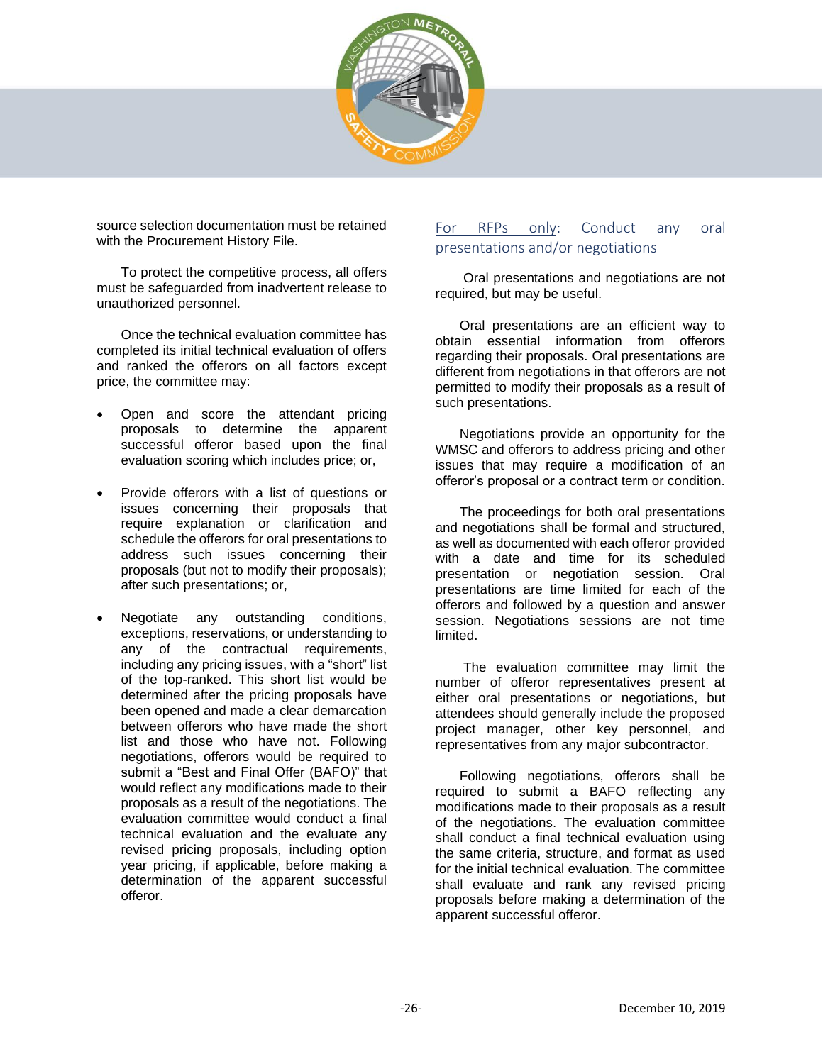source selection documentation must be retained with the Procurement History File.

To protect the competitive process, all offers must be safeguarded from inadvertent release to unauthorized personnel.

Once the technical evaluation committee has completed its initial technical evaluation of offers and ranked the offerors on all factors except price, the committee may:

- Open and score the attendant pricing proposals to determine the apparent successful offeror based upon the final evaluation scoring which includes price; or,
- Provide offerors with a list of questions or issues concerning their proposals that require explanation or clarification and schedule the offerors for oral presentations to address such issues concerning their proposals (but not to modify their proposals); after such presentations; or,
- Negotiate any outstanding conditions, exceptions, reservations, or understanding to any of the contractual requirements, including any pricing issues, with a "short" list of the top-ranked. This short list would be determined after the pricing proposals have been opened and made a clear demarcation between offerors who have made the short list and those who have not. Following negotiations, offerors would be required to submit a "Best and Final Offer (BAFO)" that would reflect any modifications made to their proposals as a result of the negotiations. The evaluation committee would conduct a final technical evaluation and the evaluate any revised pricing proposals, including option year pricing, if applicable, before making a determination of the apparent successful offeror.

### For RFPs only: Conduct any oral presentations and/or negotiations

Oral presentations and negotiations are not required, but may be useful.

Oral presentations are an efficient way to obtain essential information from offerors regarding their proposals. Oral presentations are different from negotiations in that offerors are not permitted to modify their proposals as a result of such presentations.

Negotiations provide an opportunity for the WMSC and offerors to address pricing and other issues that may require a modification of an offeror's proposal or a contract term or condition.

The proceedings for both oral presentations and negotiations shall be formal and structured, as well as documented with each offeror provided with a date and time for its scheduled presentation or negotiation session. Oral presentations are time limited for each of the offerors and followed by a question and answer session. Negotiations sessions are not time limited.

The evaluation committee may limit the number of offeror representatives present at either oral presentations or negotiations, but attendees should generally include the proposed project manager, other key personnel, and representatives from any major subcontractor.

Following negotiations, offerors shall be required to submit a BAFO reflecting any modifications made to their proposals as a result of the negotiations. The evaluation committee shall conduct a final technical evaluation using the same criteria, structure, and format as used for the initial technical evaluation. The committee shall evaluate and rank any revised pricing proposals before making a determination of the apparent successful offeror.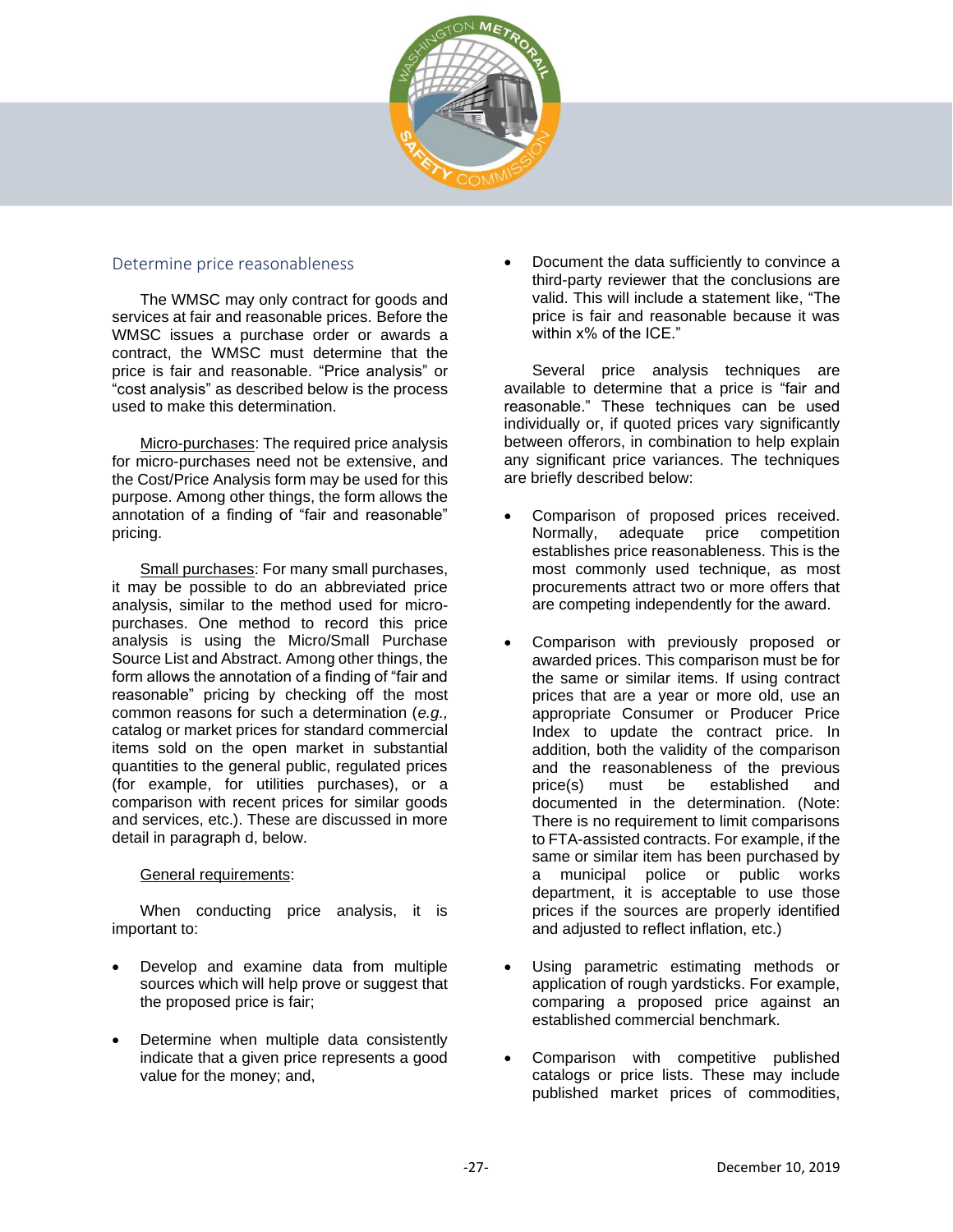## Determine price reasonableness

The WMSC may only contract for goods and services at fair and reasonable prices. Before the WMSC issues a purchase order or awards a contract, the WMSC must determine that the price is fair and reasonable. "Price analysis" or "cost analysis" as described below is the process used to make this determination.

Micro-purchases: The required price analysis for micro-purchases need not be extensive, and the Cost/Price Analysis form may be used for this purpose. Among other things, the form allows the annotation of a finding of "fair and reasonable" pricing.

Small purchases: For many small purchases, it may be possible to do an abbreviated price analysis, similar to the method used for micro-purchases. One method to record this price analysis is using the Micro/Small Purchase Source List and Abstract. Among other things, the form allows the annotation of a finding of "fair and reasonable" pricing by checking off the most common reasons for such a determination (*e.g.,* catalog or market prices for standard commercial items sold on the open market in substantial quantities to the general public, regulated prices (for example, for utilities purchases), or a comparison with recent prices for similar goods and services, etc.). These are discussed in more detail in paragraph d, below.

General requirements:

When conducting price analysis, it is important to:

- Develop and examine data from multiple sources which will help prove or suggest that the proposed price is fair;
- Determine when multiple data consistently indicate that a given price represents a good value for the money; and,
- Document the data sufficiently to convince a third-party reviewer that the conclusions are valid. This will include a statement like, "The price is fair and reasonable because it was within x% of the ICE."

Several price analysis techniques are available to determine that a price is "fair and reasonable." These techniques can be used individually or, if quoted prices vary significantly between offerors, in combination to help explain any significant price variances. The techniques are briefly described below:

- Comparison of proposed prices received. Normally, adequate price competition establishes price reasonableness. This is the most commonly used technique, as most procurements attract two or more offers that are competing independently for the award.
- Comparison with previously proposed or awarded prices. This comparison must be for the same or similar items. If using contract prices that are a year or more old, use an appropriate Consumer or Producer Price Index to update the contract price. In addition, both the validity of the comparison and the reasonableness of the previous price(s) must be established and documented in the determination. (Note: There is no requirement to limit comparisons to FTA-assisted contracts. For example, if the same or similar item has been purchased by a municipal police or public works department, it is acceptable to use those prices if the sources are properly identified and adjusted to reflect inflation, etc.)
- Using parametric estimating methods or application of rough yardsticks. For example, comparing a proposed price against an established commercial benchmark.
- Comparison with competitive published catalogs or price lists. These may include published market prices of commodities,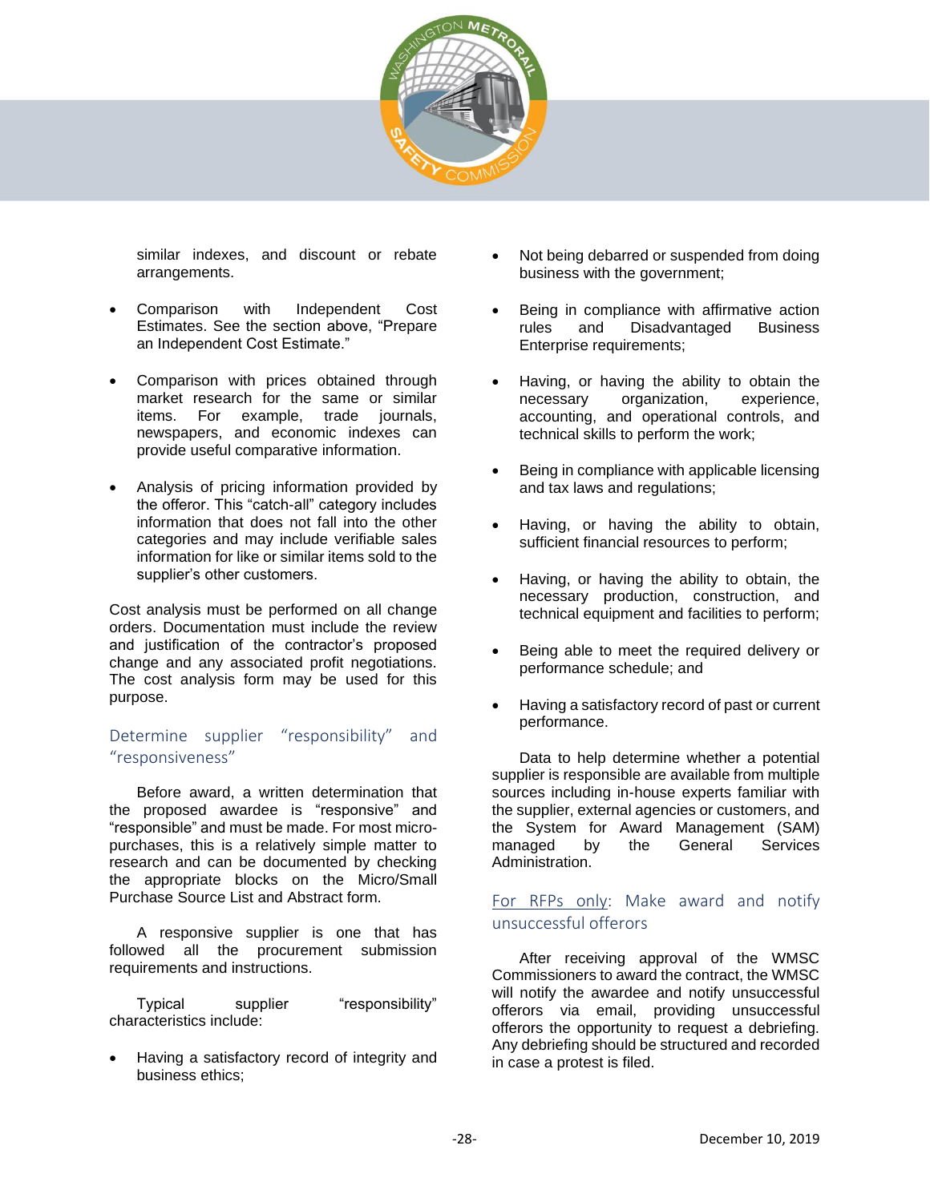similar indexes, and discount or rebate arrangements.

- Comparison with Independent Cost Estimates. See the section above, "Prepare an Independent Cost Estimate."
- Comparison with prices obtained through market research for the same or similar items. For example, trade journals, newspapers, and economic indexes can provide useful comparative information.
- Analysis of pricing information provided by the offeror. This "catch-all" category includes information that does not fall into the other categories and may include verifiable sales information for like or similar items sold to the supplier's other customers.

Cost analysis must be performed on all change orders. Documentation must include the review and justification of the contractor's proposed change and any associated profit negotiations. The cost analysis form may be used for this purpose.

### Determine supplier "responsibility" and "responsiveness"

Before award, a written determination that the proposed awardee is "responsive" and "responsible" and must be made. For most micro-purchases, this is a relatively simple matter to research and can be documented by checking the appropriate blocks on the Micro/Small Purchase Source List and Abstract form.

A responsive supplier is one that has followed all the procurement submission requirements and instructions.

Typical supplier "responsibility" characteristics include:

- Having a satisfactory record of integrity and business ethics;
- Not being debarred or suspended from doing business with the government;
- Being in compliance with affirmative action rules and Disadvantaged Business Enterprise requirements;
- Having, or having the ability to obtain the necessary organization, experience, accounting, and operational controls, and technical skills to perform the work;
- Being in compliance with applicable licensing and tax laws and regulations;
- Having, or having the ability to obtain, sufficient financial resources to perform;
- Having, or having the ability to obtain, the necessary production, construction, and technical equipment and facilities to perform;
- Being able to meet the required delivery or performance schedule; and
- Having a satisfactory record of past or current performance.

Data to help determine whether a potential supplier is responsible are available from multiple sources including in-house experts familiar with the supplier, external agencies or customers, and the System for Award Management (SAM) managed by the General Services Administration.

### For RFPs only: Make award and notify unsuccessful offerors

After receiving approval of the WMSC Commissioners to award the contract, the WMSC will notify the awardee and notify unsuccessful offerors via email, providing unsuccessful offerors the opportunity to request a debriefing. Any debriefing should be structured and recorded in case a protest is filed.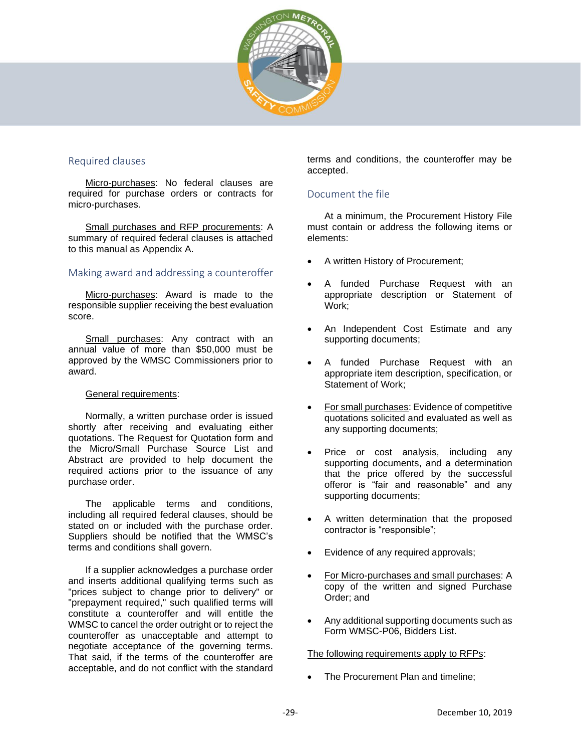## Required clauses

Micro-purchases: No federal clauses are required for purchase orders or contracts for micro-purchases.

Small purchases and RFP procurements: A summary of required federal clauses is attached to this manual as Appendix A.

## Making award and addressing a counteroffer

Micro-purchases: Award is made to the responsible supplier receiving the best evaluation score.

Small purchases: Any contract with an annual value of more than $50,000 must be approved by the WMSC Commissioners prior to award.

General requirements:

Normally, a written purchase order is issued shortly after receiving and evaluating either quotations. The Request for Quotation form and the Micro/Small Purchase Source List and Abstract are provided to help document the required actions prior to the issuance of any purchase order.

The applicable terms and conditions, including all required federal clauses, should be stated on or included with the purchase order. Suppliers should be notified that the WMSC's terms and conditions shall govern.

If a supplier acknowledges a purchase order and inserts additional qualifying terms such as "prices subject to change prior to delivery" or "prepayment required," such qualified terms will constitute a counteroffer and will entitle the WMSC to cancel the order outright or to reject the counteroffer as unacceptable and attempt to negotiate acceptance of the governing terms. That said, if the terms of the counteroffer are acceptable, and do not conflict with the standard terms and conditions, the counteroffer may be accepted.

## Document the file

At a minimum, the Procurement History File must contain or address the following items or elements:

- A written History of Procurement;
- A funded Purchase Request with an appropriate description or Statement of Work;
- An Independent Cost Estimate and any supporting documents;
- A funded Purchase Request with an appropriate item description, specification, or Statement of Work;
- For small purchases: Evidence of competitive quotations solicited and evaluated as well as any supporting documents;
- Price or cost analysis, including any supporting documents, and a determination that the price offered by the successful offeror is "fair and reasonable" and any supporting documents;
- A written determination that the proposed contractor is "responsible";
- Evidence of any required approvals;
- For Micro-purchases and small purchases: A copy of the written and signed Purchase Order; and
- Any additional supporting documents such as Form WMSC-P06, Bidders List.

The following requirements apply to RFPs:

- The Procurement Plan and timeline;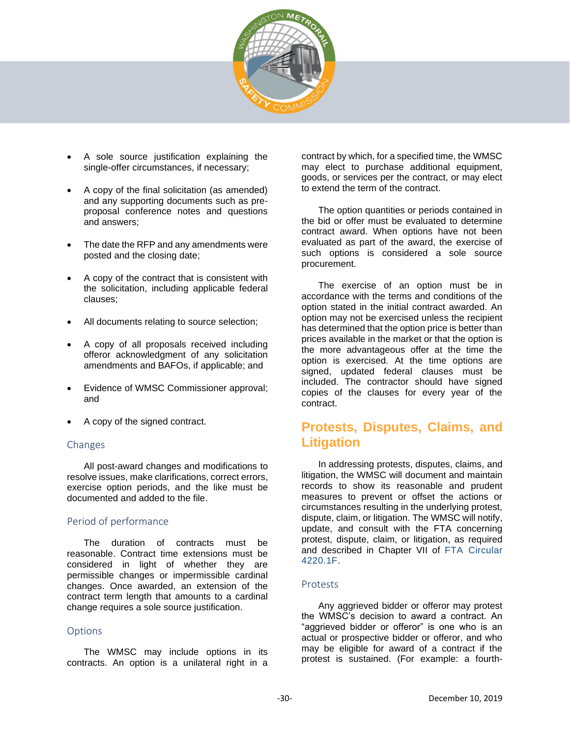- A sole source justification explaining the single-offer circumstances, if necessary;
- A copy of the final solicitation (as amended) and any supporting documents such as pre-proposal conference notes and questions and answers;
- The date the RFP and any amendments were posted and the closing date;
- A copy of the contract that is consistent with the solicitation, including applicable federal clauses;
- All documents relating to source selection;
- A copy of all proposals received including offeror acknowledgment of any solicitation amendments and BAFOs, if applicable; and
- Evidence of WMSC Commissioner approval; and
- A copy of the signed contract.

### Changes

All post-award changes and modifications to resolve issues, make clarifications, correct errors, exercise option periods, and the like must be documented and added to the file.

### Period of performance

The duration of contracts must be reasonable. Contract time extensions must be considered in light of whether they are permissible changes or impermissible cardinal changes. Once awarded, an extension of the contract term length that amounts to a cardinal change requires a sole source justification.

### Options

The WMSC may include options in its contracts. An option is a unilateral right in a contract by which, for a specified time, the WMSC may elect to purchase additional equipment, goods, or services per the contract, or may elect to extend the term of the contract.

The option quantities or periods contained in the bid or offer must be evaluated to determine contract award. When options have not been evaluated as part of the award, the exercise of such options is considered a sole source procurement.

The exercise of an option must be in accordance with the terms and conditions of the option stated in the initial contract awarded. An option may not be exercised unless the recipient has determined that the option price is better than prices available in the market or that the option is the more advantageous offer at the time the option is exercised. At the time options are signed, updated federal clauses must be included. The contractor should have signed copies of the clauses for every year of the contract.

## Protests, Disputes, Claims, and Litigation

In addressing protests, disputes, claims, and litigation, the WMSC will document and maintain records to show its reasonable and prudent measures to prevent or offset the actions or circumstances resulting in the underlying protest, dispute, claim, or litigation. The WMSC will notify, update, and consult with the FTA concerning protest, dispute, claim, or litigation, as required and described in Chapter VII of FTA Circular 4220.1F.

### Protests

Any aggrieved bidder or offeror may protest the WMSC's decision to award a contract. An "aggrieved bidder or offeror" is one who is an actual or prospective bidder or offeror, and who may be eligible for award of a contract if the protest is sustained. (For example: a fourth-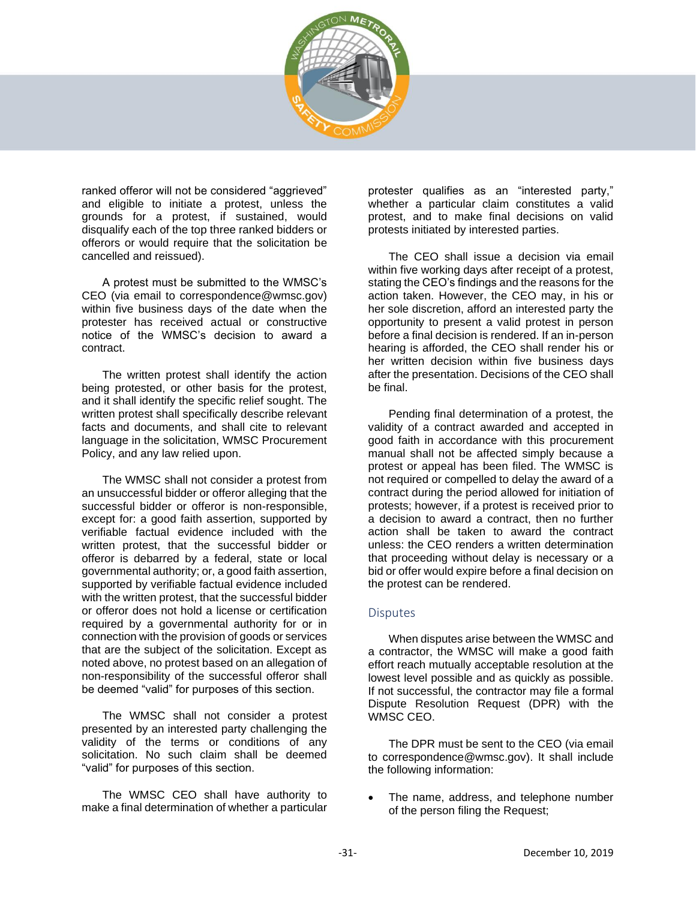ranked offeror will not be considered "aggrieved" and eligible to initiate a protest, unless the grounds for a protest, if sustained, would disqualify each of the top three ranked bidders or offerors or would require that the solicitation be cancelled and reissued).

A protest must be submitted to the WMSC's CEO (via email to correspondence@wmsc.gov) within five business days of the date when the protester has received actual or constructive notice of the WMSC's decision to award a contract.

The written protest shall identify the action being protested, or other basis for the protest, and it shall identify the specific relief sought. The written protest shall specifically describe relevant facts and documents, and shall cite to relevant language in the solicitation, WMSC Procurement Policy, and any law relied upon.

The WMSC shall not consider a protest from an unsuccessful bidder or offeror alleging that the successful bidder or offeror is non-responsible, except for: a good faith assertion, supported by verifiable factual evidence included with the written protest, that the successful bidder or offeror is debarred by a federal, state or local governmental authority; or, a good faith assertion, supported by verifiable factual evidence included with the written protest, that the successful bidder or offeror does not hold a license or certification required by a governmental authority for or in connection with the provision of goods or services that are the subject of the solicitation. Except as noted above, no protest based on an allegation of non-responsibility of the successful offeror shall be deemed "valid" for purposes of this section.

The WMSC shall not consider a protest presented by an interested party challenging the validity of the terms or conditions of any solicitation. No such claim shall be deemed "valid" for purposes of this section.

The WMSC CEO shall have authority to make a final determination of whether a particular protester qualifies as an "interested party," whether a particular claim constitutes a valid protest, and to make final decisions on valid protests initiated by interested parties.

The CEO shall issue a decision via email within five working days after receipt of a protest, stating the CEO's findings and the reasons for the action taken. However, the CEO may, in his or her sole discretion, afford an interested party the opportunity to present a valid protest in person before a final decision is rendered. If an in-person hearing is afforded, the CEO shall render his or her written decision within five business days after the presentation. Decisions of the CEO shall be final.

Pending final determination of a protest, the validity of a contract awarded and accepted in good faith in accordance with this procurement manual shall not be affected simply because a protest or appeal has been filed. The WMSC is not required or compelled to delay the award of a contract during the period allowed for initiation of protests; however, if a protest is received prior to a decision to award a contract, then no further action shall be taken to award the contract unless: the CEO renders a written determination that proceeding without delay is necessary or a bid or offer would expire before a final decision on the protest can be rendered.

## Disputes

When disputes arise between the WMSC and a contractor, the WMSC will make a good faith effort reach mutually acceptable resolution at the lowest level possible and as quickly as possible. If not successful, the contractor may file a formal Dispute Resolution Request (DPR) with the WMSC CEO.

The DPR must be sent to the CEO (via email to correspondence@wmsc.gov). It shall include the following information:

- The name, address, and telephone number of the person filing the Request;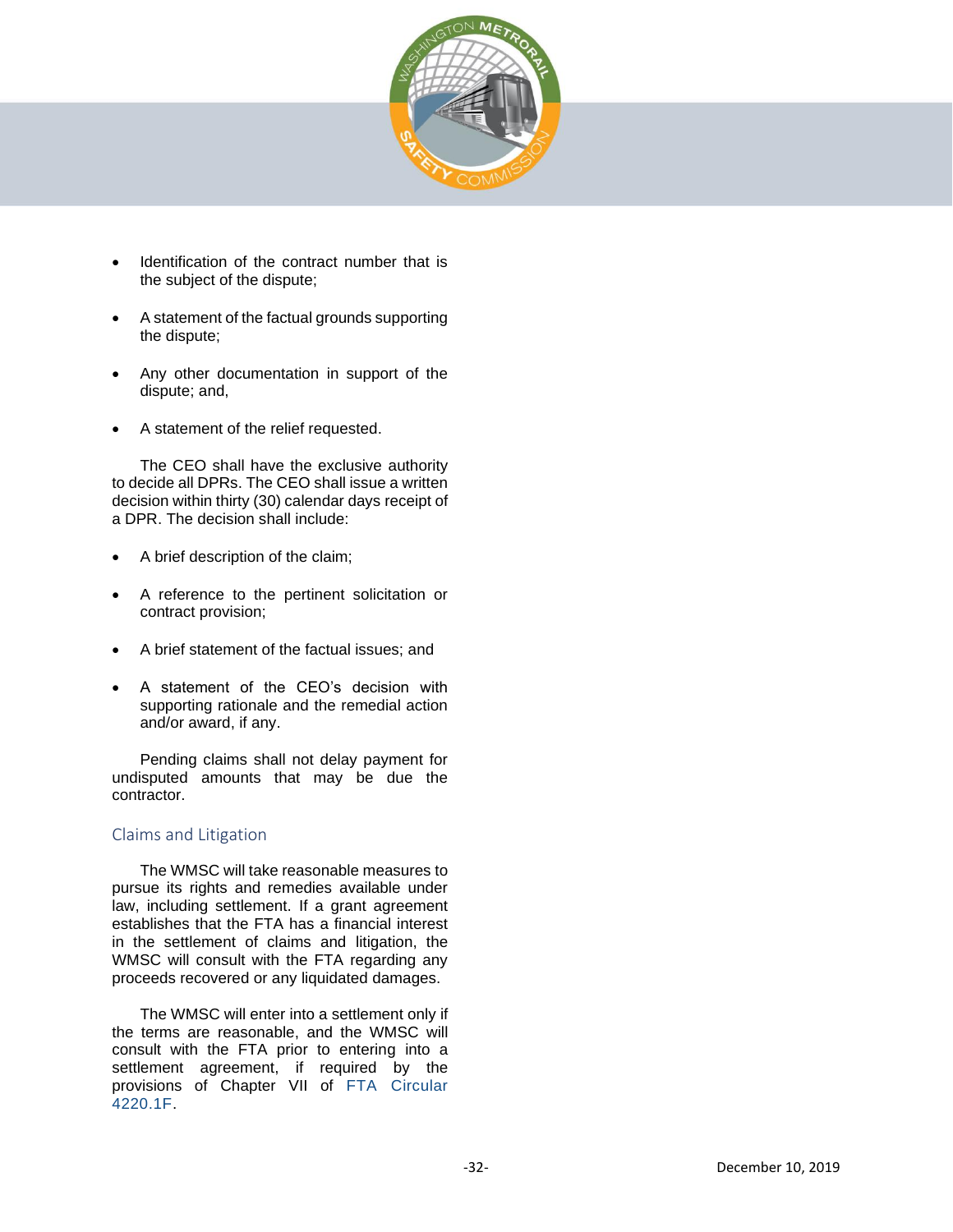- Identification of the contract number that is the subject of the dispute;
- A statement of the factual grounds supporting the dispute;
- Any other documentation in support of the dispute; and,
- A statement of the relief requested.

The CEO shall have the exclusive authority to decide all DPRs. The CEO shall issue a written decision within thirty (30) calendar days receipt of a DPR. The decision shall include:

- A brief description of the claim;
- A reference to the pertinent solicitation or contract provision;
- A brief statement of the factual issues; and
- A statement of the CEO's decision with supporting rationale and the remedial action and/or award, if any.

Pending claims shall not delay payment for undisputed amounts that may be due the contractor.

## Claims and Litigation

The WMSC will take reasonable measures to pursue its rights and remedies available under law, including settlement. If a grant agreement establishes that the FTA has a financial interest in the settlement of claims and litigation, the WMSC will consult with the FTA regarding any proceeds recovered or any liquidated damages.

The WMSC will enter into a settlement only if the terms are reasonable, and the WMSC will consult with the FTA prior to entering into a settlement agreement, if required by the provisions of Chapter VII of FTA Circular 4220.1F.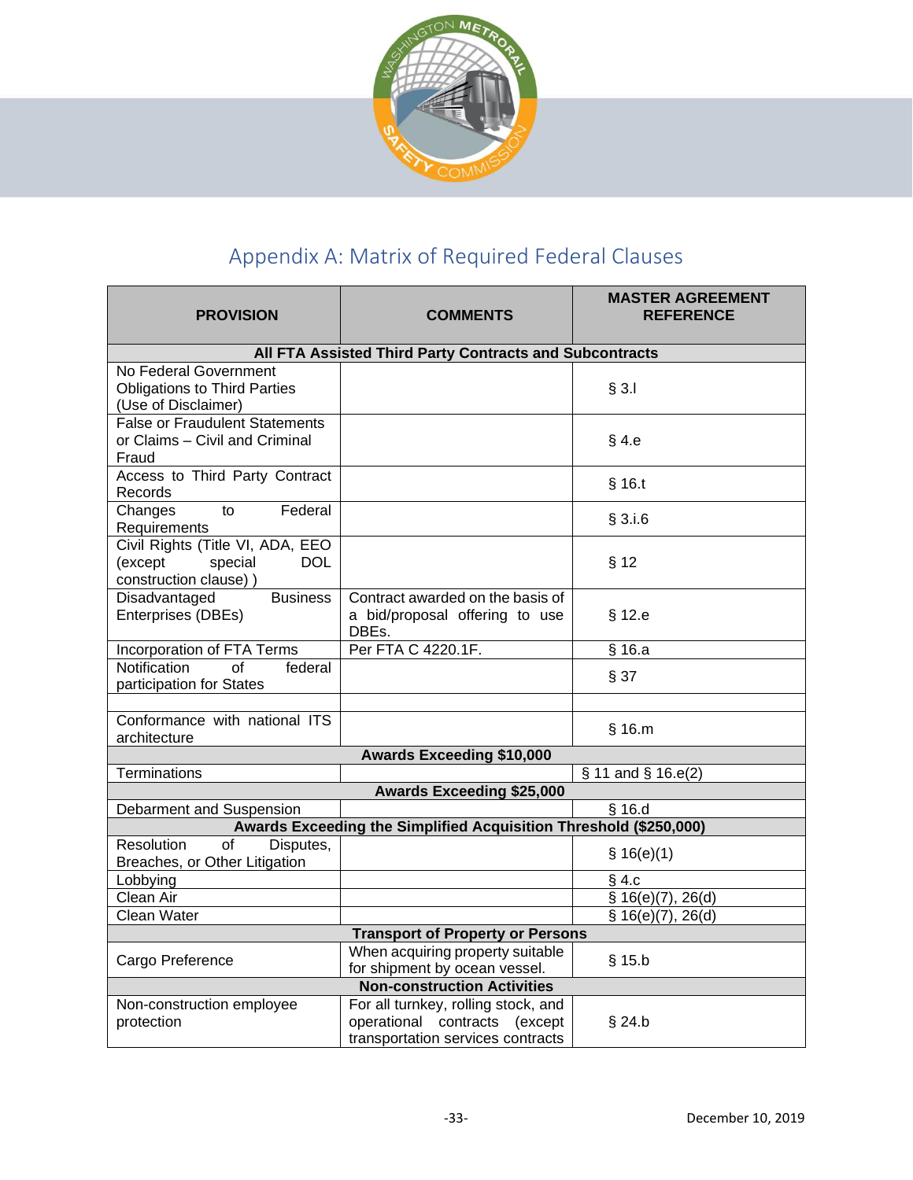## Appendix A: Matrix of Required Federal Clauses

| PROVISION | COMMENTS | MASTER AGREEMENT REFERENCE |
|---|---|---|
| **All FTA Assisted Third Party Contracts and Subcontracts** | | |
| No Federal Government Obligations to Third Parties (Use of Disclaimer) | | § 3.l |
| False or Fraudulent Statements or Claims – Civil and Criminal Fraud | | § 4.e |
| Access to Third Party Contract Records | | § 16.t |
| Changes to Federal Requirements | | § 3.i.6 |
| Civil Rights (Title VI, ADA, EEO (except special DOL construction clause) ) | | § 12 |
| Disadvantaged Business Enterprises (DBEs) | Contract awarded on the basis of a bid/proposal offering to use DBEs. | § 12.e |
| Incorporation of FTA Terms | Per FTA C 4220.1F. | § 16.a |
| Notification of federal participation for States | | § 37 |
| | | |
| Conformance with national ITS architecture | | § 16.m |
| **Awards Exceeding $10,000** | | |
| Terminations | | § 11 and § 16.e(2) |
| **Awards Exceeding $25,000** | | |
| Debarment and Suspension | | § 16.d |
| **Awards Exceeding the Simplified Acquisition Threshold ($250,000)** | | |
| Resolution of Disputes, Breaches, or Other Litigation | | § 16(e)(1) |
| Lobbying | | § 4.c |
| Clean Air | | § 16(e)(7), 26(d) |
| Clean Water | | § 16(e)(7), 26(d) |
| **Transport of Property or Persons** | | |
| Cargo Preference | When acquiring property suitable for shipment by ocean vessel. | § 15.b |
| **Non-construction Activities** | | |
| Non-construction employee protection | For all turnkey, rolling stock, and operational contracts (except transportation services contracts | § 24.b |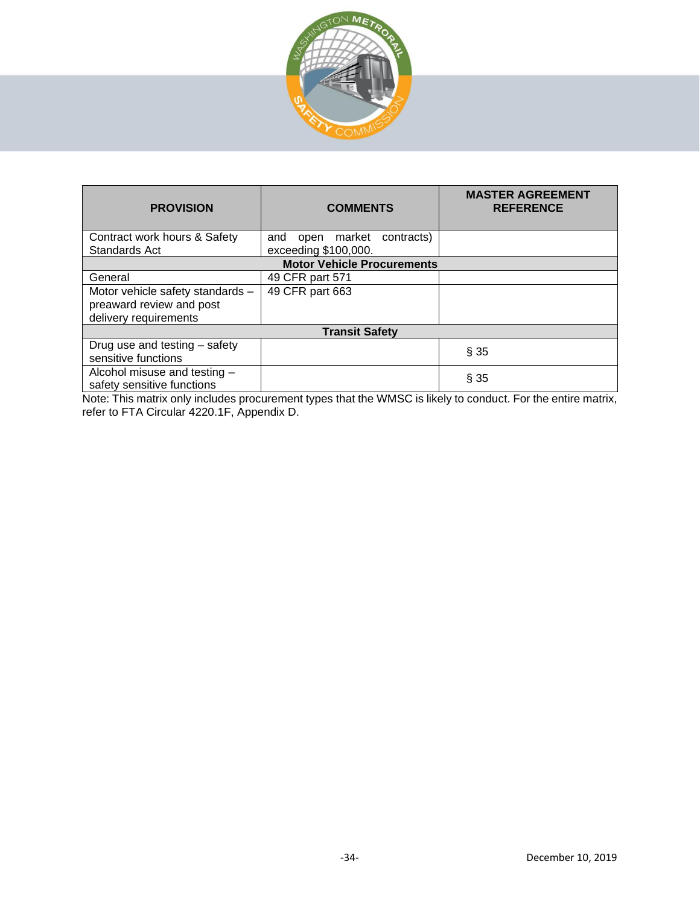| PROVISION | COMMENTS | MASTER AGREEMENT REFERENCE |
|---|---|---|
| Contract work hours & Safety Standards Act | and open market contracts) exceeding $100,000. | |
| **Motor Vehicle Procurements** | | |
| General | 49 CFR part 571 | |
| Motor vehicle safety standards – preaward review and post delivery requirements | 49 CFR part 663 | |
| **Transit Safety** | | |
| Drug use and testing – safety sensitive functions | | § 35 |
| Alcohol misuse and testing – safety sensitive functions | | § 35 |

Note: This matrix only includes procurement types that the WMSC is likely to conduct. For the entire matrix, refer to FTA Circular 4220.1F, Appendix D.